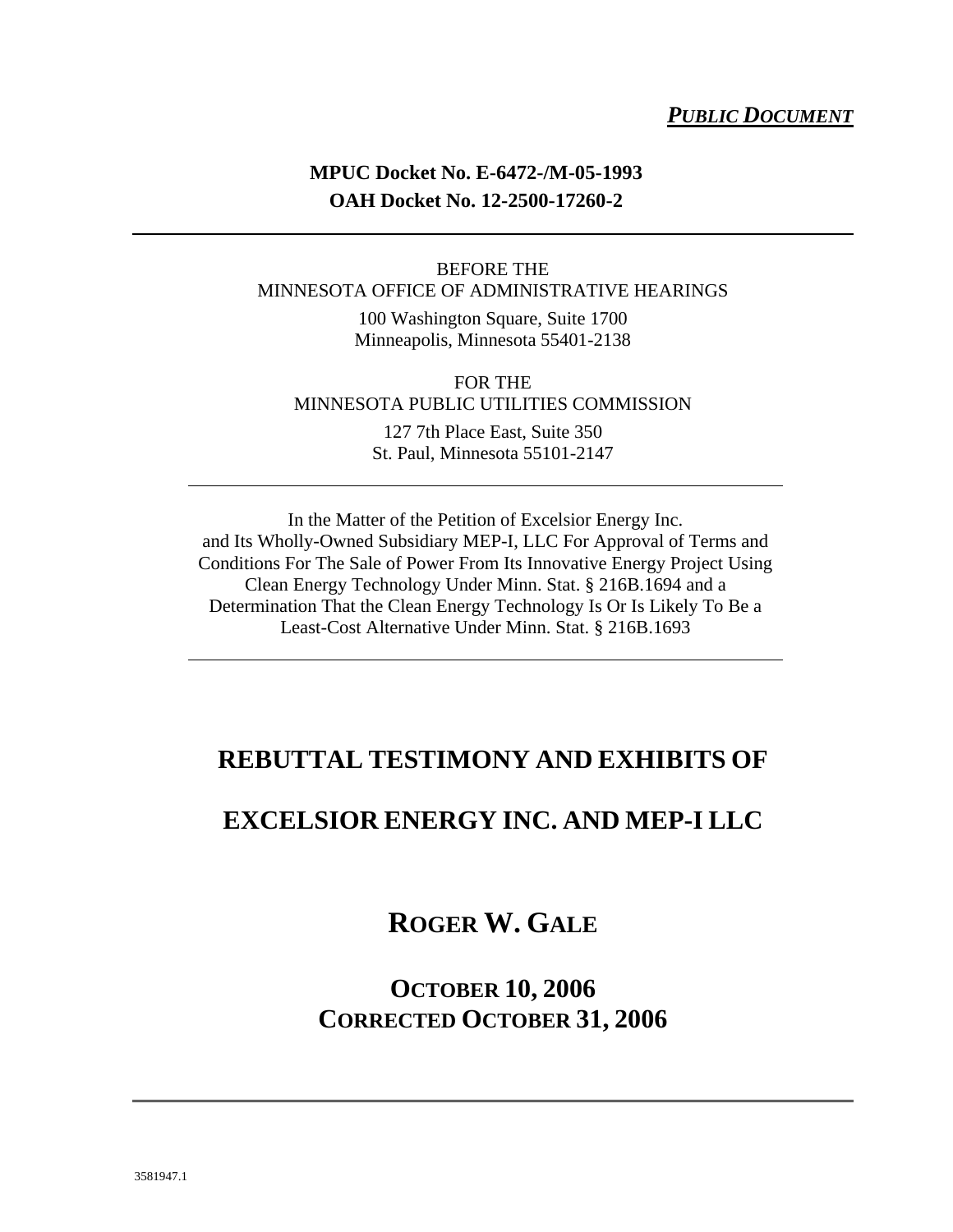***PUBLIC DOCUMENT***

**MPUC Docket No. E-6472-/M-05-1993**
**OAH Docket No. 12-2500-17260-2**

---

BEFORE THE
MINNESOTA OFFICE OF ADMINISTRATIVE HEARINGS

100 Washington Square, Suite 1700
Minneapolis, Minnesota 55401-2138

FOR THE
MINNESOTA PUBLIC UTILITIES COMMISSION

127 7th Place East, Suite 350
St. Paul, Minnesota 55101-2147

---

In the Matter of the Petition of Excelsior Energy Inc. and Its Wholly-Owned Subsidiary MEP-I, LLC For Approval of Terms and Conditions For The Sale of Power From Its Innovative Energy Project Using Clean Energy Technology Under Minn. Stat. § 216B.1694 and a Determination That the Clean Energy Technology Is Or Is Likely To Be a Least-Cost Alternative Under Minn. Stat. § 216B.1693

---

# REBUTTAL TESTIMONY AND EXHIBITS OF

# EXCELSIOR ENERGY INC. AND MEP-I LLC

## ROGER W. GALE

### OCTOBER 10, 2006
### CORRECTED OCTOBER 31, 2006

---

3581947.1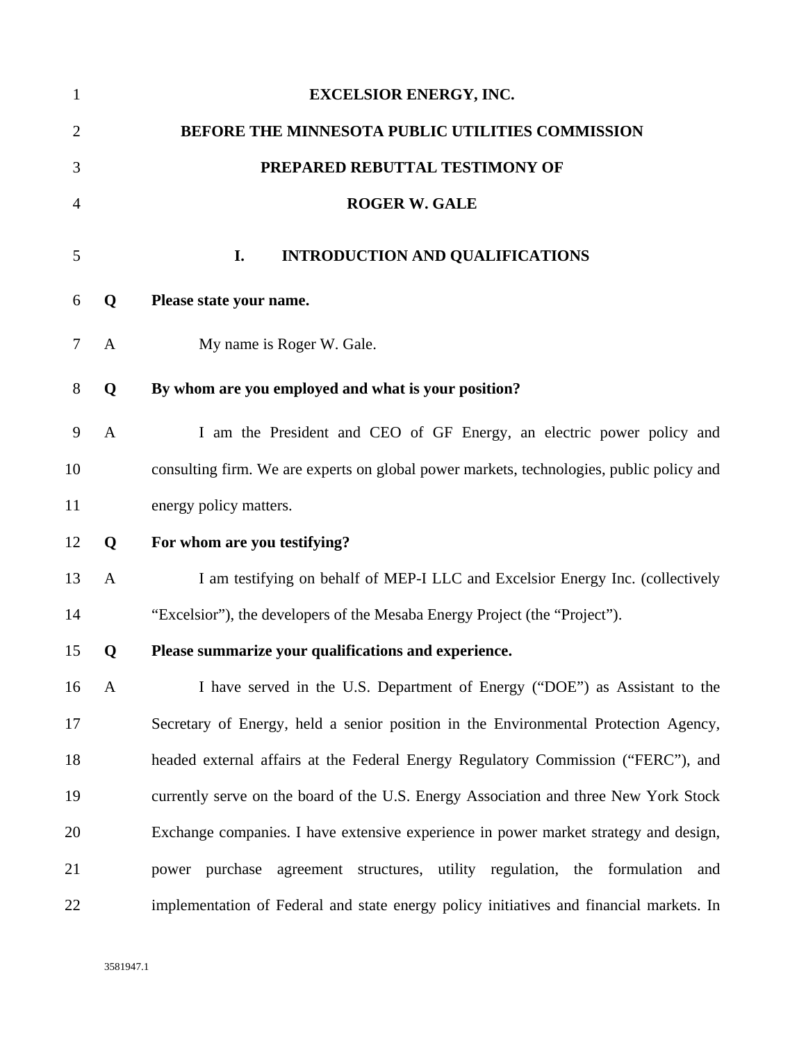**EXCELSIOR ENERGY, INC.**

**BEFORE THE MINNESOTA PUBLIC UTILITIES COMMISSION**

**PREPARED REBUTTAL TESTIMONY OF**

**ROGER W. GALE**

## I. INTRODUCTION AND QUALIFICATIONS

**Q Please state your name.**

A My name is Roger W. Gale.

**Q By whom are you employed and what is your position?**

A I am the President and CEO of GF Energy, an electric power policy and consulting firm. We are experts on global power markets, technologies, public policy and energy policy matters.

**Q For whom are you testifying?**

A I am testifying on behalf of MEP-I LLC and Excelsior Energy Inc. (collectively "Excelsior"), the developers of the Mesaba Energy Project (the "Project").

**Q Please summarize your qualifications and experience.**

A I have served in the U.S. Department of Energy ("DOE") as Assistant to the Secretary of Energy, held a senior position in the Environmental Protection Agency, headed external affairs at the Federal Energy Regulatory Commission ("FERC"), and currently serve on the board of the U.S. Energy Association and three New York Stock Exchange companies. I have extensive experience in power market strategy and design, power purchase agreement structures, utility regulation, the formulation and implementation of Federal and state energy policy initiatives and financial markets. In

3581947.1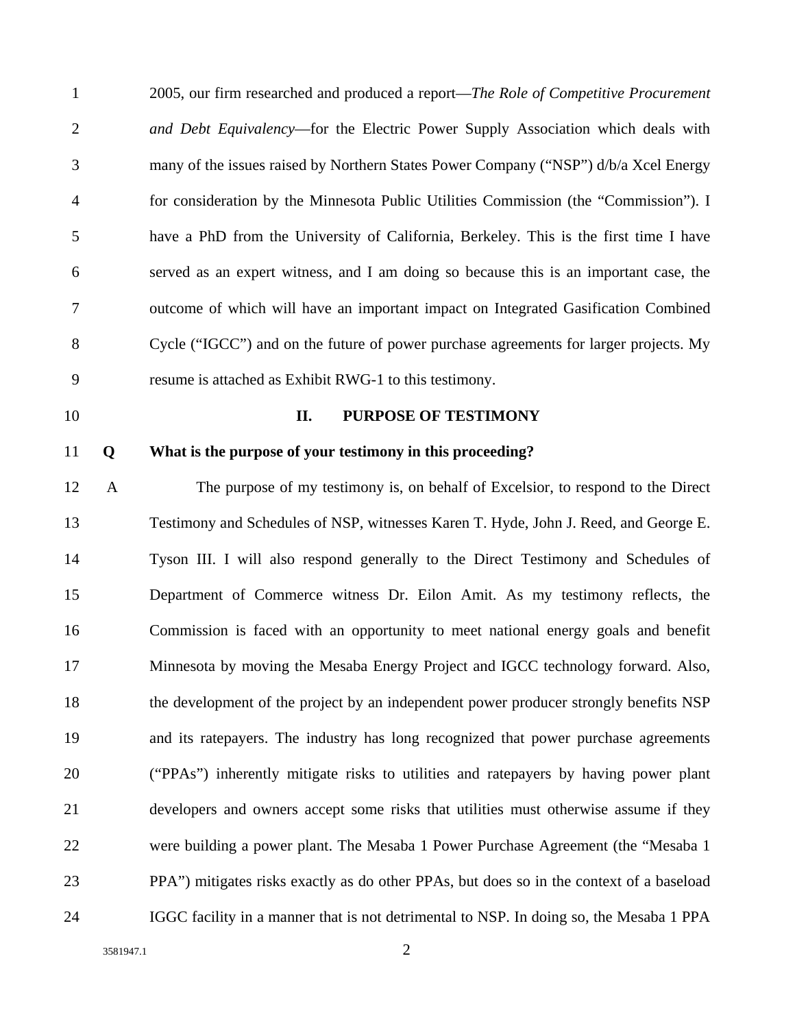2005, our firm researched and produced a report—*The Role of Competitive Procurement and Debt Equivalency*—for the Electric Power Supply Association which deals with many of the issues raised by Northern States Power Company ("NSP") d/b/a Xcel Energy for consideration by the Minnesota Public Utilities Commission (the "Commission"). I have a PhD from the University of California, Berkeley. This is the first time I have served as an expert witness, and I am doing so because this is an important case, the outcome of which will have an important impact on Integrated Gasification Combined Cycle ("IGCC") and on the future of power purchase agreements for larger projects. My resume is attached as Exhibit RWG-1 to this testimony.

## II. PURPOSE OF TESTIMONY

**Q What is the purpose of your testimony in this proceeding?**

A The purpose of my testimony is, on behalf of Excelsior, to respond to the Direct Testimony and Schedules of NSP, witnesses Karen T. Hyde, John J. Reed, and George E. Tyson III. I will also respond generally to the Direct Testimony and Schedules of Department of Commerce witness Dr. Eilon Amit. As my testimony reflects, the Commission is faced with an opportunity to meet national energy goals and benefit Minnesota by moving the Mesaba Energy Project and IGCC technology forward. Also, the development of the project by an independent power producer strongly benefits NSP and its ratepayers. The industry has long recognized that power purchase agreements ("PPAs") inherently mitigate risks to utilities and ratepayers by having power plant developers and owners accept some risks that utilities must otherwise assume if they were building a power plant. The Mesaba 1 Power Purchase Agreement (the "Mesaba 1 PPA") mitigates risks exactly as do other PPAs, but does so in the context of a baseload IGCC facility in a manner that is not detrimental to NSP. In doing so, the Mesaba 1 PPA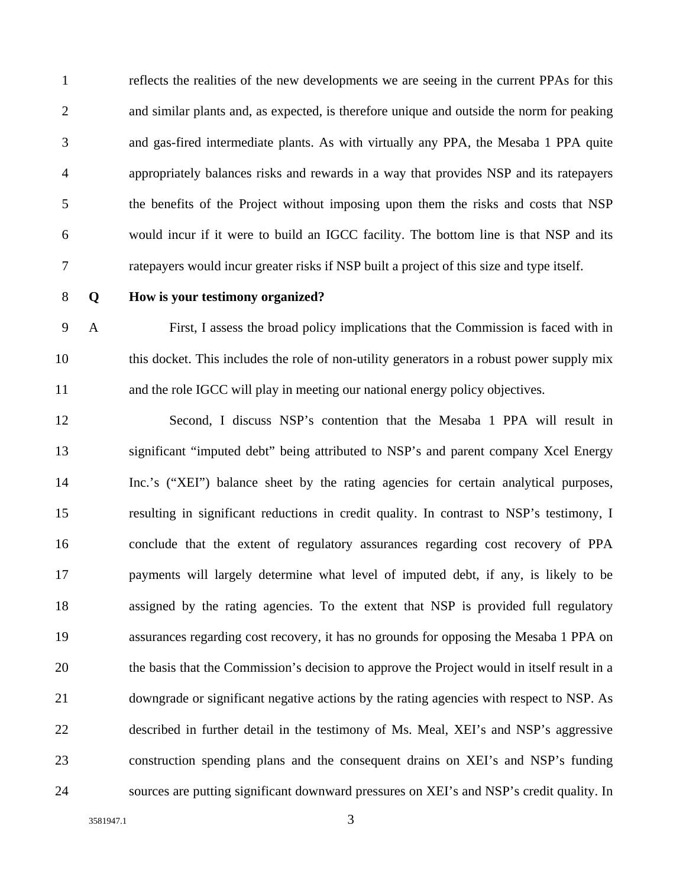reflects the realities of the new developments we are seeing in the current PPAs for this and similar plants and, as expected, is therefore unique and outside the norm for peaking and gas-fired intermediate plants. As with virtually any PPA, the Mesaba 1 PPA quite appropriately balances risks and rewards in a way that provides NSP and its ratepayers the benefits of the Project without imposing upon them the risks and costs that NSP would incur if it were to build an IGCC facility. The bottom line is that NSP and its ratepayers would incur greater risks if NSP built a project of this size and type itself.

**Q How is your testimony organized?**

A First, I assess the broad policy implications that the Commission is faced with in this docket. This includes the role of non-utility generators in a robust power supply mix and the role IGCC will play in meeting our national energy policy objectives.

Second, I discuss NSP's contention that the Mesaba 1 PPA will result in significant "imputed debt" being attributed to NSP's and parent company Xcel Energy Inc.'s ("XEI") balance sheet by the rating agencies for certain analytical purposes, resulting in significant reductions in credit quality. In contrast to NSP's testimony, I conclude that the extent of regulatory assurances regarding cost recovery of PPA payments will largely determine what level of imputed debt, if any, is likely to be assigned by the rating agencies. To the extent that NSP is provided full regulatory assurances regarding cost recovery, it has no grounds for opposing the Mesaba 1 PPA on the basis that the Commission's decision to approve the Project would in itself result in a downgrade or significant negative actions by the rating agencies with respect to NSP. As described in further detail in the testimony of Ms. Meal, XEI's and NSP's aggressive construction spending plans and the consequent drains on XEI's and NSP's funding sources are putting significant downward pressures on XEI's and NSP's credit quality. In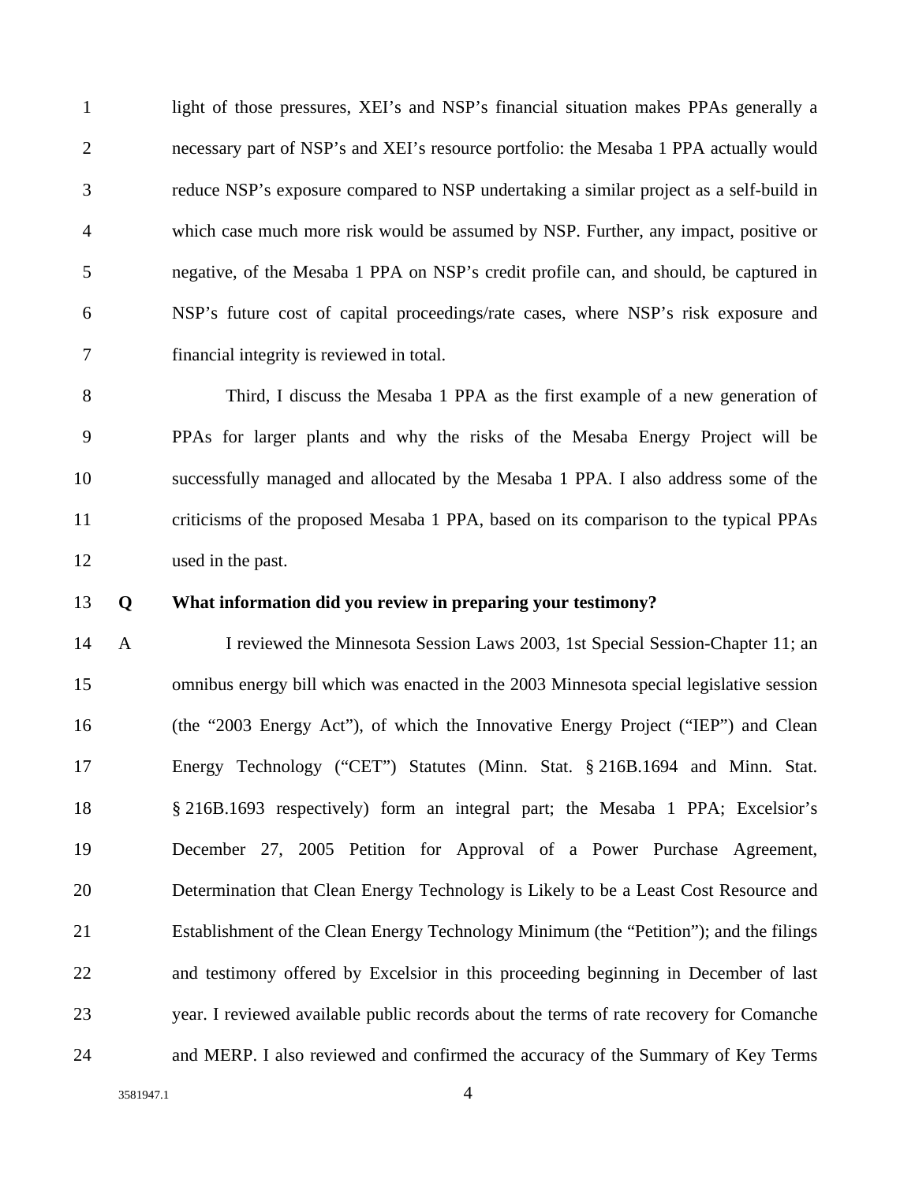light of those pressures, XEI's and NSP's financial situation makes PPAs generally a necessary part of NSP's and XEI's resource portfolio: the Mesaba 1 PPA actually would reduce NSP's exposure compared to NSP undertaking a similar project as a self-build in which case much more risk would be assumed by NSP. Further, any impact, positive or negative, of the Mesaba 1 PPA on NSP's credit profile can, and should, be captured in NSP's future cost of capital proceedings/rate cases, where NSP's risk exposure and financial integrity is reviewed in total.

Third, I discuss the Mesaba 1 PPA as the first example of a new generation of PPAs for larger plants and why the risks of the Mesaba Energy Project will be successfully managed and allocated by the Mesaba 1 PPA. I also address some of the criticisms of the proposed Mesaba 1 PPA, based on its comparison to the typical PPAs used in the past.

**Q What information did you review in preparing your testimony?**

A I reviewed the Minnesota Session Laws 2003, 1st Special Session-Chapter 11; an omnibus energy bill which was enacted in the 2003 Minnesota special legislative session (the "2003 Energy Act"), of which the Innovative Energy Project ("IEP") and Clean Energy Technology ("CET") Statutes (Minn. Stat. § 216B.1694 and Minn. Stat. § 216B.1693 respectively) form an integral part; the Mesaba 1 PPA; Excelsior's December 27, 2005 Petition for Approval of a Power Purchase Agreement, Determination that Clean Energy Technology is Likely to be a Least Cost Resource and Establishment of the Clean Energy Technology Minimum (the "Petition"); and the filings and testimony offered by Excelsior in this proceeding beginning in December of last year. I reviewed available public records about the terms of rate recovery for Comanche and MERP. I also reviewed and confirmed the accuracy of the Summary of Key Terms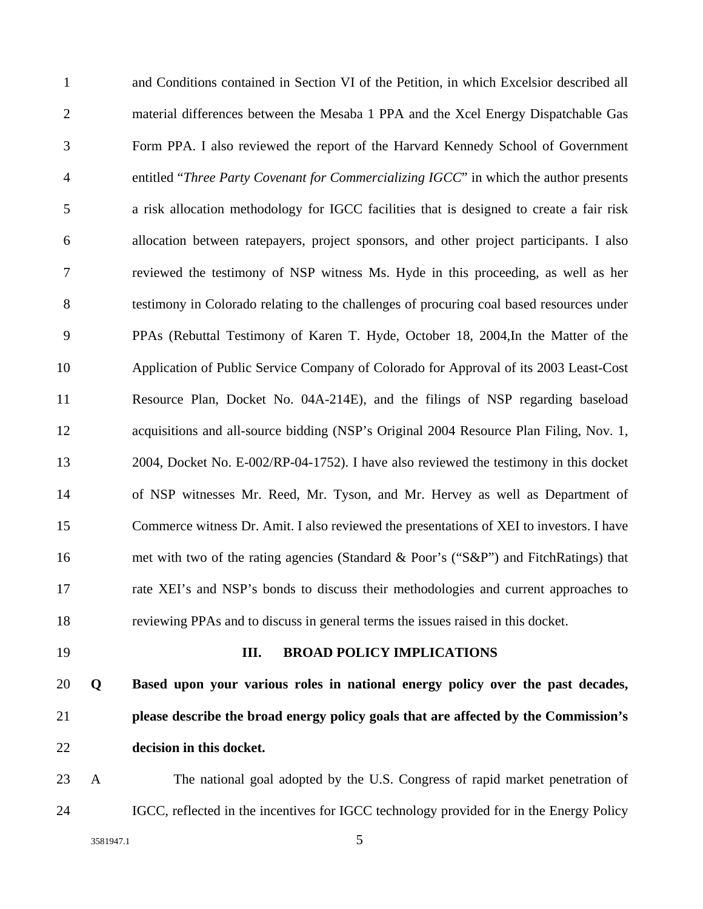and Conditions contained in Section VI of the Petition, in which Excelsior described all material differences between the Mesaba 1 PPA and the Xcel Energy Dispatchable Gas Form PPA. I also reviewed the report of the Harvard Kennedy School of Government entitled "*Three Party Covenant for Commercializing IGCC*" in which the author presents a risk allocation methodology for IGCC facilities that is designed to create a fair risk allocation between ratepayers, project sponsors, and other project participants. I also reviewed the testimony of NSP witness Ms. Hyde in this proceeding, as well as her testimony in Colorado relating to the challenges of procuring coal based resources under PPAs (Rebuttal Testimony of Karen T. Hyde, October 18, 2004,In the Matter of the Application of Public Service Company of Colorado for Approval of its 2003 Least-Cost Resource Plan, Docket No. 04A-214E), and the filings of NSP regarding baseload acquisitions and all-source bidding (NSP's Original 2004 Resource Plan Filing, Nov. 1, 2004, Docket No. E-002/RP-04-1752). I have also reviewed the testimony in this docket of NSP witnesses Mr. Reed, Mr. Tyson, and Mr. Hervey as well as Department of Commerce witness Dr. Amit. I also reviewed the presentations of XEI to investors. I have met with two of the rating agencies (Standard & Poor's ("S&P") and FitchRatings) that rate XEI's and NSP's bonds to discuss their methodologies and current approaches to reviewing PPAs and to discuss in general terms the issues raised in this docket.

## III. BROAD POLICY IMPLICATIONS

**Q Based upon your various roles in national energy policy over the past decades, please describe the broad energy policy goals that are affected by the Commission's decision in this docket.**

A The national goal adopted by the U.S. Congress of rapid market penetration of IGCC, reflected in the incentives for IGCC technology provided for in the Energy Policy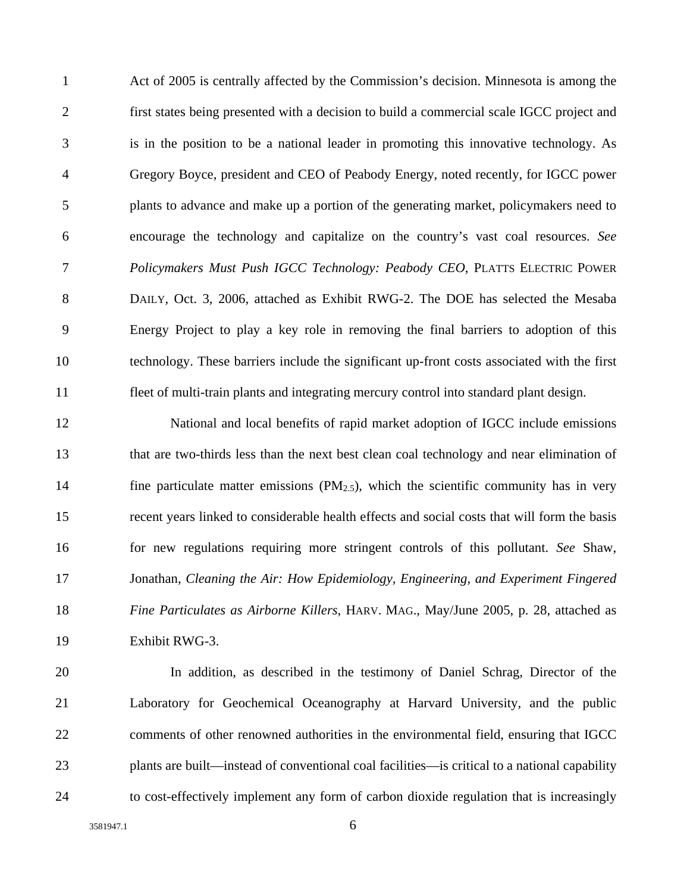Act of 2005 is centrally affected by the Commission's decision. Minnesota is among the first states being presented with a decision to build a commercial scale IGCC project and is in the position to be a national leader in promoting this innovative technology. As Gregory Boyce, president and CEO of Peabody Energy, noted recently, for IGCC power plants to advance and make up a portion of the generating market, policymakers need to encourage the technology and capitalize on the country's vast coal resources. *See Policymakers Must Push IGCC Technology: Peabody CEO*, PLATTS ELECTRIC POWER DAILY, Oct. 3, 2006, attached as Exhibit RWG-2. The DOE has selected the Mesaba Energy Project to play a key role in removing the final barriers to adoption of this technology. These barriers include the significant up-front costs associated with the first fleet of multi-train plants and integrating mercury control into standard plant design.

National and local benefits of rapid market adoption of IGCC include emissions that are two-thirds less than the next best clean coal technology and near elimination of fine particulate matter emissions ($PM_{2.5}$), which the scientific community has in very recent years linked to considerable health effects and social costs that will form the basis for new regulations requiring more stringent controls of this pollutant. *See* Shaw, Jonathan, *Cleaning the Air: How Epidemiology, Engineering, and Experiment Fingered Fine Particulates as Airborne Killers*, HARV. MAG., May/June 2005, p. 28, attached as Exhibit RWG-3.

In addition, as described in the testimony of Daniel Schrag, Director of the Laboratory for Geochemical Oceanography at Harvard University, and the public comments of other renowned authorities in the environmental field, ensuring that IGCC plants are built—instead of conventional coal facilities—is critical to a national capability to cost-effectively implement any form of carbon dioxide regulation that is increasingly

3581947.1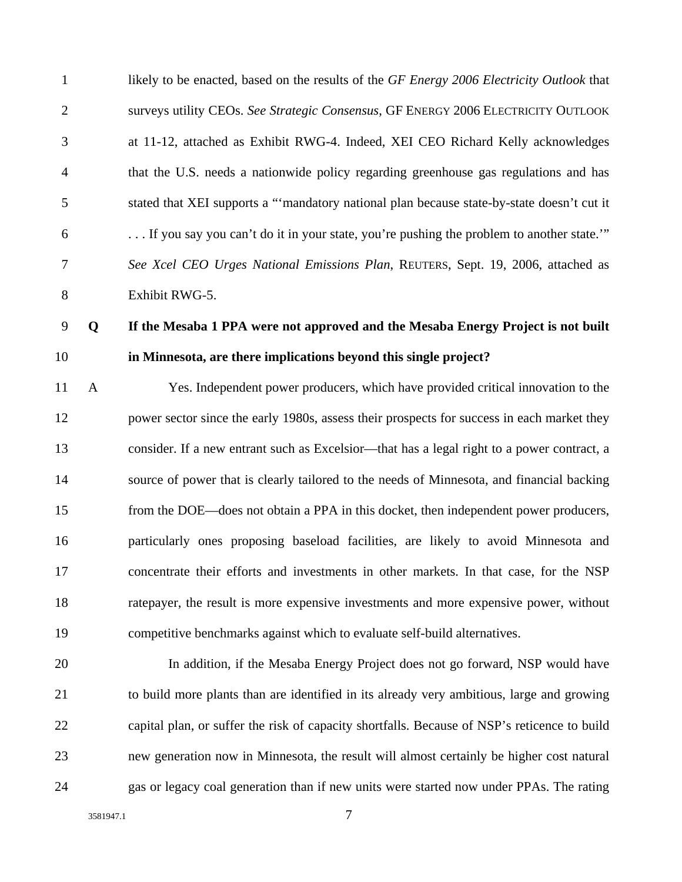likely to be enacted, based on the results of the *GF Energy 2006 Electricity Outlook* that surveys utility CEOs. *See Strategic Consensus*, GF ENERGY 2006 ELECTRICITY OUTLOOK at 11-12, attached as Exhibit RWG-4. Indeed, XEI CEO Richard Kelly acknowledges that the U.S. needs a nationwide policy regarding greenhouse gas regulations and has stated that XEI supports a "'mandatory national plan because state-by-state doesn't cut it . . . If you say you can't do it in your state, you're pushing the problem to another state.'" *See Xcel CEO Urges National Emissions Plan*, REUTERS, Sept. 19, 2006, attached as Exhibit RWG-5.

**Q If the Mesaba 1 PPA were not approved and the Mesaba Energy Project is not built in Minnesota, are there implications beyond this single project?**

A Yes. Independent power producers, which have provided critical innovation to the power sector since the early 1980s, assess their prospects for success in each market they consider. If a new entrant such as Excelsior—that has a legal right to a power contract, a source of power that is clearly tailored to the needs of Minnesota, and financial backing from the DOE—does not obtain a PPA in this docket, then independent power producers, particularly ones proposing baseload facilities, are likely to avoid Minnesota and concentrate their efforts and investments in other markets. In that case, for the NSP ratepayer, the result is more expensive investments and more expensive power, without competitive benchmarks against which to evaluate self-build alternatives.

In addition, if the Mesaba Energy Project does not go forward, NSP would have to build more plants than are identified in its already very ambitious, large and growing capital plan, or suffer the risk of capacity shortfalls. Because of NSP's reticence to build new generation now in Minnesota, the result will almost certainly be higher cost natural gas or legacy coal generation than if new units were started now under PPAs. The rating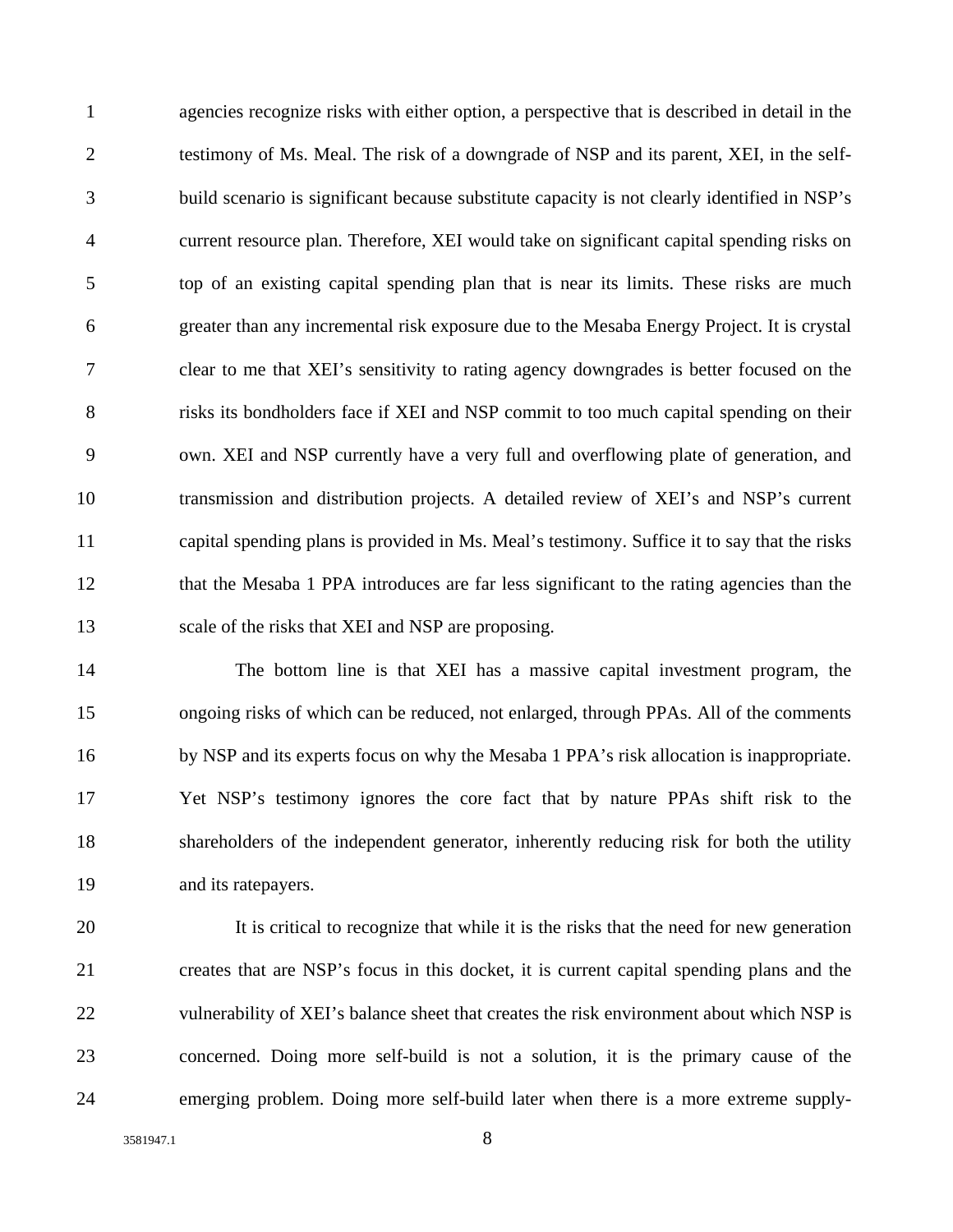agencies recognize risks with either option, a perspective that is described in detail in the testimony of Ms. Meal. The risk of a downgrade of NSP and its parent, XEI, in the self-build scenario is significant because substitute capacity is not clearly identified in NSP's current resource plan. Therefore, XEI would take on significant capital spending risks on top of an existing capital spending plan that is near its limits. These risks are much greater than any incremental risk exposure due to the Mesaba Energy Project. It is crystal clear to me that XEI's sensitivity to rating agency downgrades is better focused on the risks its bondholders face if XEI and NSP commit to too much capital spending on their own. XEI and NSP currently have a very full and overflowing plate of generation, and transmission and distribution projects. A detailed review of XEI's and NSP's current capital spending plans is provided in Ms. Meal's testimony. Suffice it to say that the risks that the Mesaba 1 PPA introduces are far less significant to the rating agencies than the scale of the risks that XEI and NSP are proposing.

The bottom line is that XEI has a massive capital investment program, the ongoing risks of which can be reduced, not enlarged, through PPAs. All of the comments by NSP and its experts focus on why the Mesaba 1 PPA's risk allocation is inappropriate. Yet NSP's testimony ignores the core fact that by nature PPAs shift risk to the shareholders of the independent generator, inherently reducing risk for both the utility and its ratepayers.

It is critical to recognize that while it is the risks that the need for new generation creates that are NSP's focus in this docket, it is current capital spending plans and the vulnerability of XEI's balance sheet that creates the risk environment about which NSP is concerned. Doing more self-build is not a solution, it is the primary cause of the emerging problem. Doing more self-build later when there is a more extreme supply-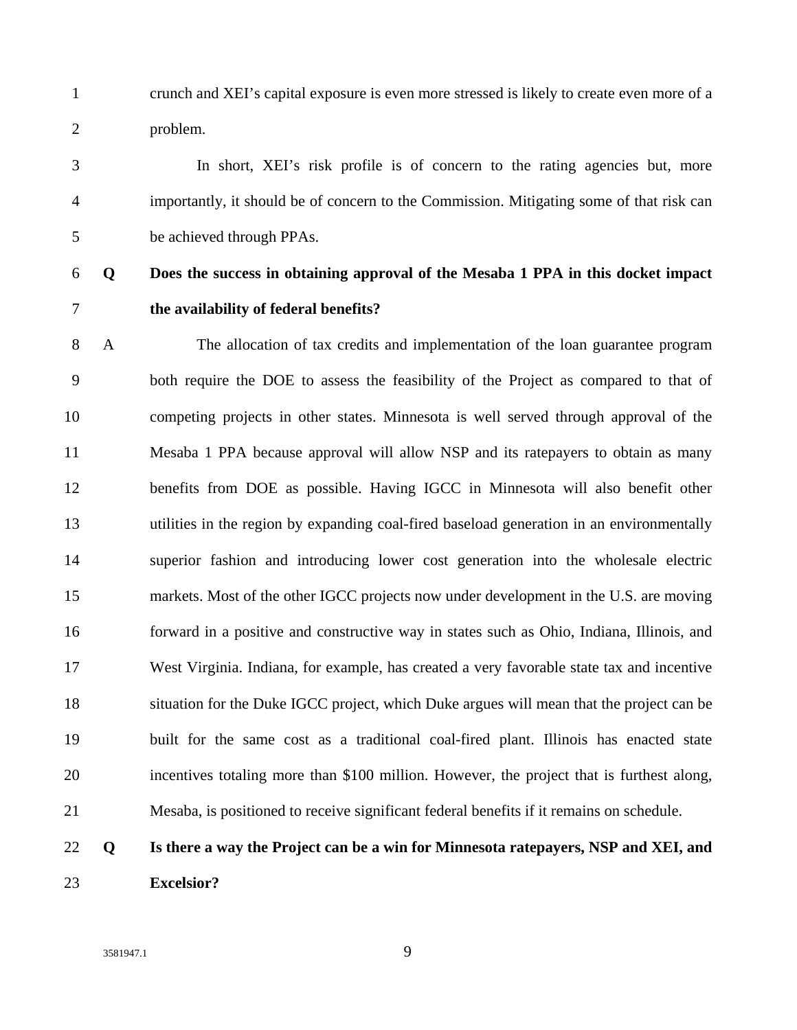crunch and XEI's capital exposure is even more stressed is likely to create even more of a problem.

In short, XEI's risk profile is of concern to the rating agencies but, more importantly, it should be of concern to the Commission. Mitigating some of that risk can be achieved through PPAs.

**Q Does the success in obtaining approval of the Mesaba 1 PPA in this docket impact the availability of federal benefits?**

A The allocation of tax credits and implementation of the loan guarantee program both require the DOE to assess the feasibility of the Project as compared to that of competing projects in other states. Minnesota is well served through approval of the Mesaba 1 PPA because approval will allow NSP and its ratepayers to obtain as many benefits from DOE as possible. Having IGCC in Minnesota will also benefit other utilities in the region by expanding coal-fired baseload generation in an environmentally superior fashion and introducing lower cost generation into the wholesale electric markets. Most of the other IGCC projects now under development in the U.S. are moving forward in a positive and constructive way in states such as Ohio, Indiana, Illinois, and West Virginia. Indiana, for example, has created a very favorable state tax and incentive situation for the Duke IGCC project, which Duke argues will mean that the project can be built for the same cost as a traditional coal-fired plant. Illinois has enacted state incentives totaling more than $100 million. However, the project that is furthest along, Mesaba, is positioned to receive significant federal benefits if it remains on schedule.

**Q Is there a way the Project can be a win for Minnesota ratepayers, NSP and XEI, and Excelsior?**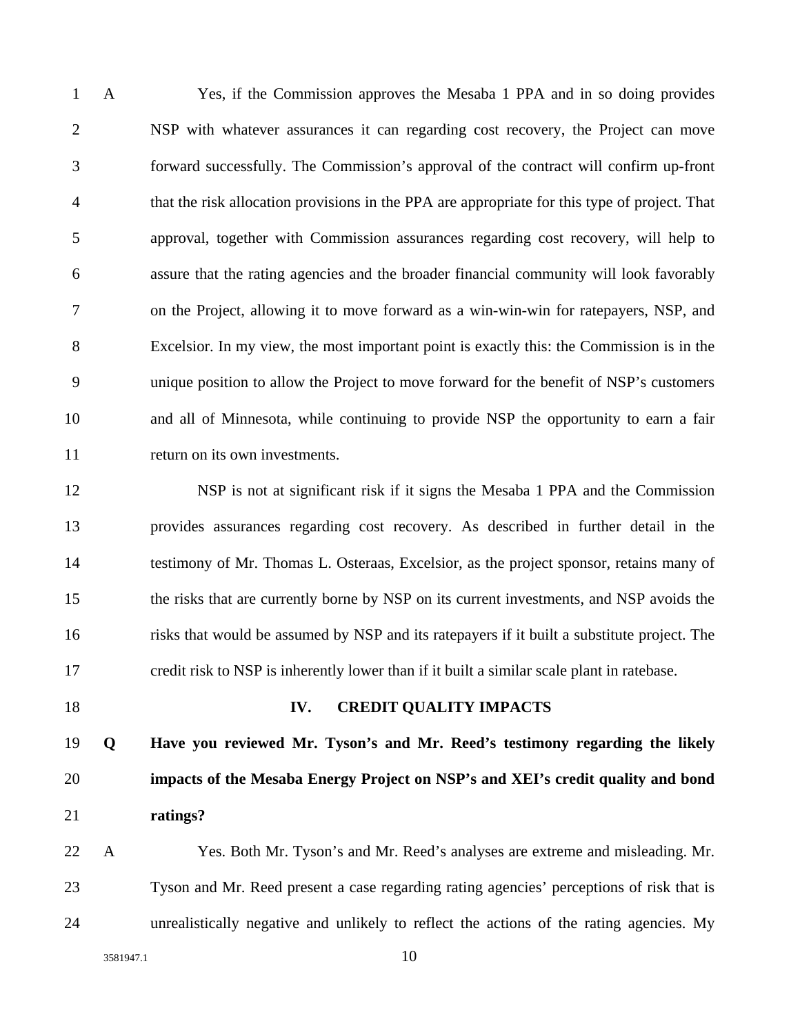A Yes, if the Commission approves the Mesaba 1 PPA and in so doing provides NSP with whatever assurances it can regarding cost recovery, the Project can move forward successfully. The Commission's approval of the contract will confirm up-front that the risk allocation provisions in the PPA are appropriate for this type of project. That approval, together with Commission assurances regarding cost recovery, will help to assure that the rating agencies and the broader financial community will look favorably on the Project, allowing it to move forward as a win-win-win for ratepayers, NSP, and Excelsior. In my view, the most important point is exactly this: the Commission is in the unique position to allow the Project to move forward for the benefit of NSP's customers and all of Minnesota, while continuing to provide NSP the opportunity to earn a fair return on its own investments.

NSP is not at significant risk if it signs the Mesaba 1 PPA and the Commission provides assurances regarding cost recovery. As described in further detail in the testimony of Mr. Thomas L. Osteraas, Excelsior, as the project sponsor, retains many of the risks that are currently borne by NSP on its current investments, and NSP avoids the risks that would be assumed by NSP and its ratepayers if it built a substitute project. The credit risk to NSP is inherently lower than if it built a similar scale plant in ratebase.

## IV. CREDIT QUALITY IMPACTS

**Q Have you reviewed Mr. Tyson's and Mr. Reed's testimony regarding the likely impacts of the Mesaba Energy Project on NSP's and XEI's credit quality and bond ratings?**

A Yes. Both Mr. Tyson's and Mr. Reed's analyses are extreme and misleading. Mr. Tyson and Mr. Reed present a case regarding rating agencies' perceptions of risk that is unrealistically negative and unlikely to reflect the actions of the rating agencies. My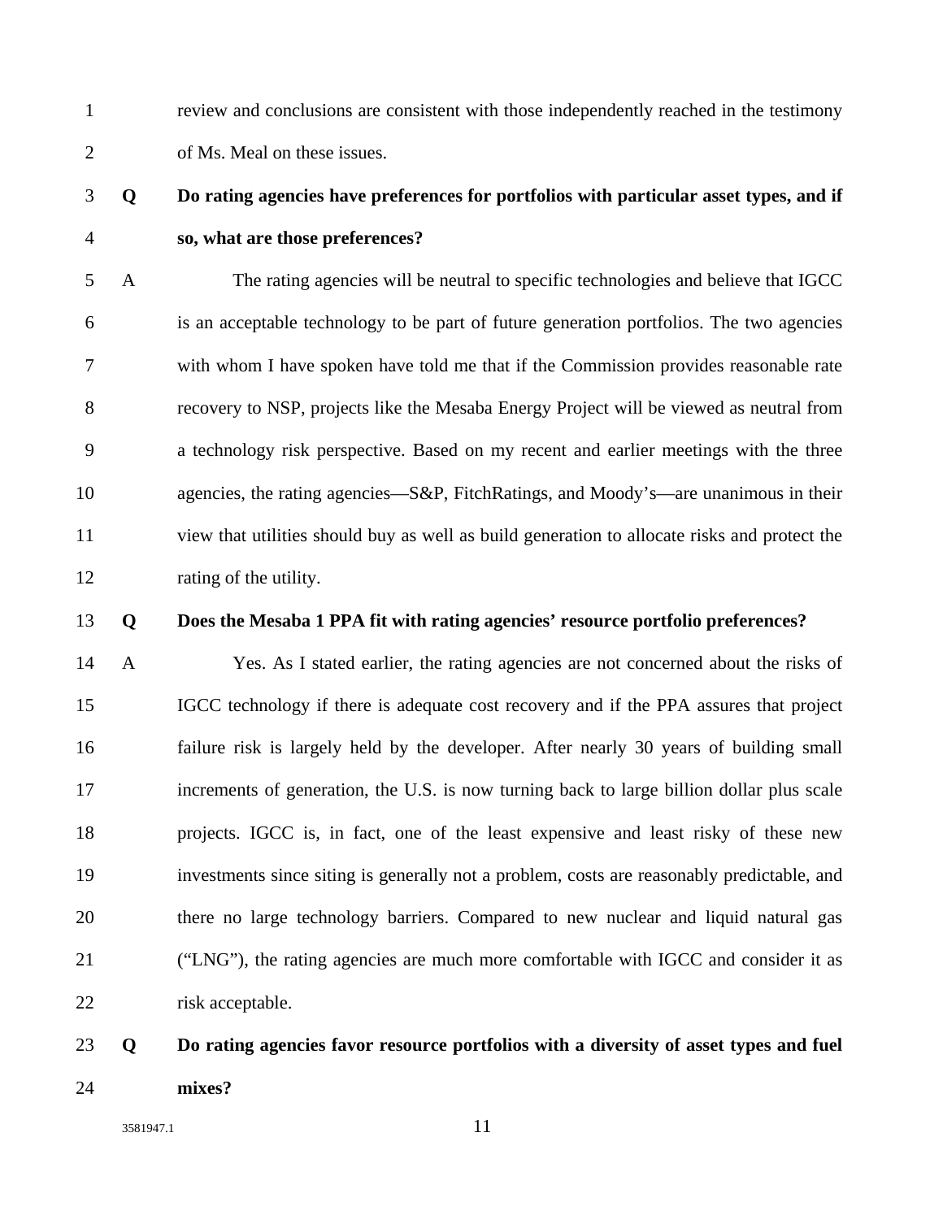review and conclusions are consistent with those independently reached in the testimony of Ms. Meal on these issues.

**Q Do rating agencies have preferences for portfolios with particular asset types, and if so, what are those preferences?**

A The rating agencies will be neutral to specific technologies and believe that IGCC is an acceptable technology to be part of future generation portfolios. The two agencies with whom I have spoken have told me that if the Commission provides reasonable rate recovery to NSP, projects like the Mesaba Energy Project will be viewed as neutral from a technology risk perspective. Based on my recent and earlier meetings with the three agencies, the rating agencies—S&P, FitchRatings, and Moody's—are unanimous in their view that utilities should buy as well as build generation to allocate risks and protect the rating of the utility.

**Q Does the Mesaba 1 PPA fit with rating agencies' resource portfolio preferences?**

A Yes. As I stated earlier, the rating agencies are not concerned about the risks of IGCC technology if there is adequate cost recovery and if the PPA assures that project failure risk is largely held by the developer. After nearly 30 years of building small increments of generation, the U.S. is now turning back to large billion dollar plus scale projects. IGCC is, in fact, one of the least expensive and least risky of these new investments since siting is generally not a problem, costs are reasonably predictable, and there no large technology barriers. Compared to new nuclear and liquid natural gas ("LNG"), the rating agencies are much more comfortable with IGCC and consider it as risk acceptable.

**Q Do rating agencies favor resource portfolios with a diversity of asset types and fuel mixes?**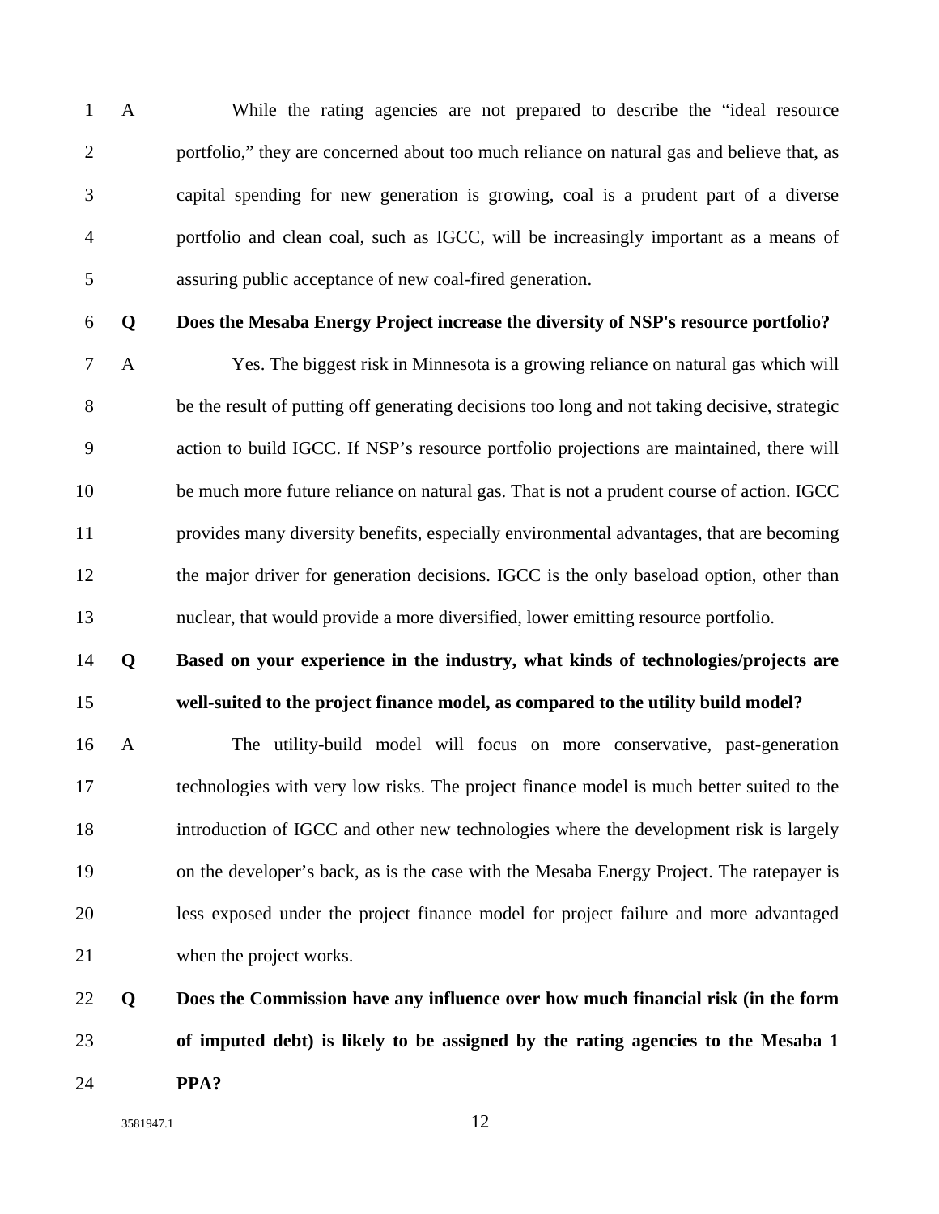A While the rating agencies are not prepared to describe the "ideal resource portfolio," they are concerned about too much reliance on natural gas and believe that, as capital spending for new generation is growing, coal is a prudent part of a diverse portfolio and clean coal, such as IGCC, will be increasingly important as a means of assuring public acceptance of new coal-fired generation.

**Q Does the Mesaba Energy Project increase the diversity of NSP's resource portfolio?**

A Yes. The biggest risk in Minnesota is a growing reliance on natural gas which will be the result of putting off generating decisions too long and not taking decisive, strategic action to build IGCC. If NSP's resource portfolio projections are maintained, there will be much more future reliance on natural gas. That is not a prudent course of action. IGCC provides many diversity benefits, especially environmental advantages, that are becoming the major driver for generation decisions. IGCC is the only baseload option, other than nuclear, that would provide a more diversified, lower emitting resource portfolio.

**Q Based on your experience in the industry, what kinds of technologies/projects are well-suited to the project finance model, as compared to the utility build model?**

A The utility-build model will focus on more conservative, past-generation technologies with very low risks. The project finance model is much better suited to the introduction of IGCC and other new technologies where the development risk is largely on the developer's back, as is the case with the Mesaba Energy Project. The ratepayer is less exposed under the project finance model for project failure and more advantaged when the project works.

**Q Does the Commission have any influence over how much financial risk (in the form of imputed debt) is likely to be assigned by the rating agencies to the Mesaba 1 PPA?**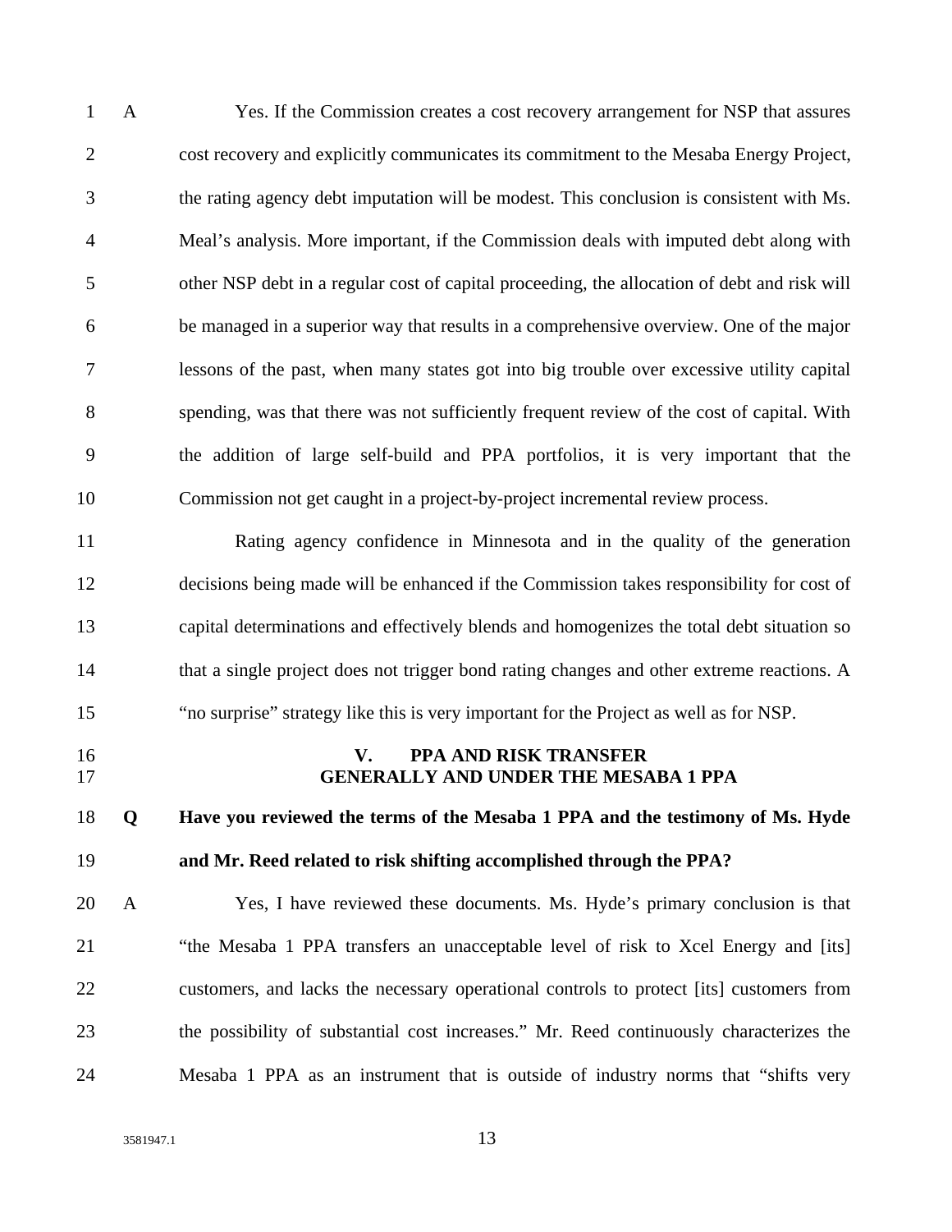A Yes. If the Commission creates a cost recovery arrangement for NSP that assures cost recovery and explicitly communicates its commitment to the Mesaba Energy Project, the rating agency debt imputation will be modest. This conclusion is consistent with Ms. Meal's analysis. More important, if the Commission deals with imputed debt along with other NSP debt in a regular cost of capital proceeding, the allocation of debt and risk will be managed in a superior way that results in a comprehensive overview. One of the major lessons of the past, when many states got into big trouble over excessive utility capital spending, was that there was not sufficiently frequent review of the cost of capital. With the addition of large self-build and PPA portfolios, it is very important that the Commission not get caught in a project-by-project incremental review process.

Rating agency confidence in Minnesota and in the quality of the generation decisions being made will be enhanced if the Commission takes responsibility for cost of capital determinations and effectively blends and homogenizes the total debt situation so that a single project does not trigger bond rating changes and other extreme reactions. A "no surprise" strategy like this is very important for the Project as well as for NSP.

## V. PPA AND RISK TRANSFER GENERALLY AND UNDER THE MESABA 1 PPA

**Q Have you reviewed the terms of the Mesaba 1 PPA and the testimony of Ms. Hyde and Mr. Reed related to risk shifting accomplished through the PPA?**

A Yes, I have reviewed these documents. Ms. Hyde's primary conclusion is that "the Mesaba 1 PPA transfers an unacceptable level of risk to Xcel Energy and [its] customers, and lacks the necessary operational controls to protect [its] customers from the possibility of substantial cost increases." Mr. Reed continuously characterizes the Mesaba 1 PPA as an instrument that is outside of industry norms that "shifts very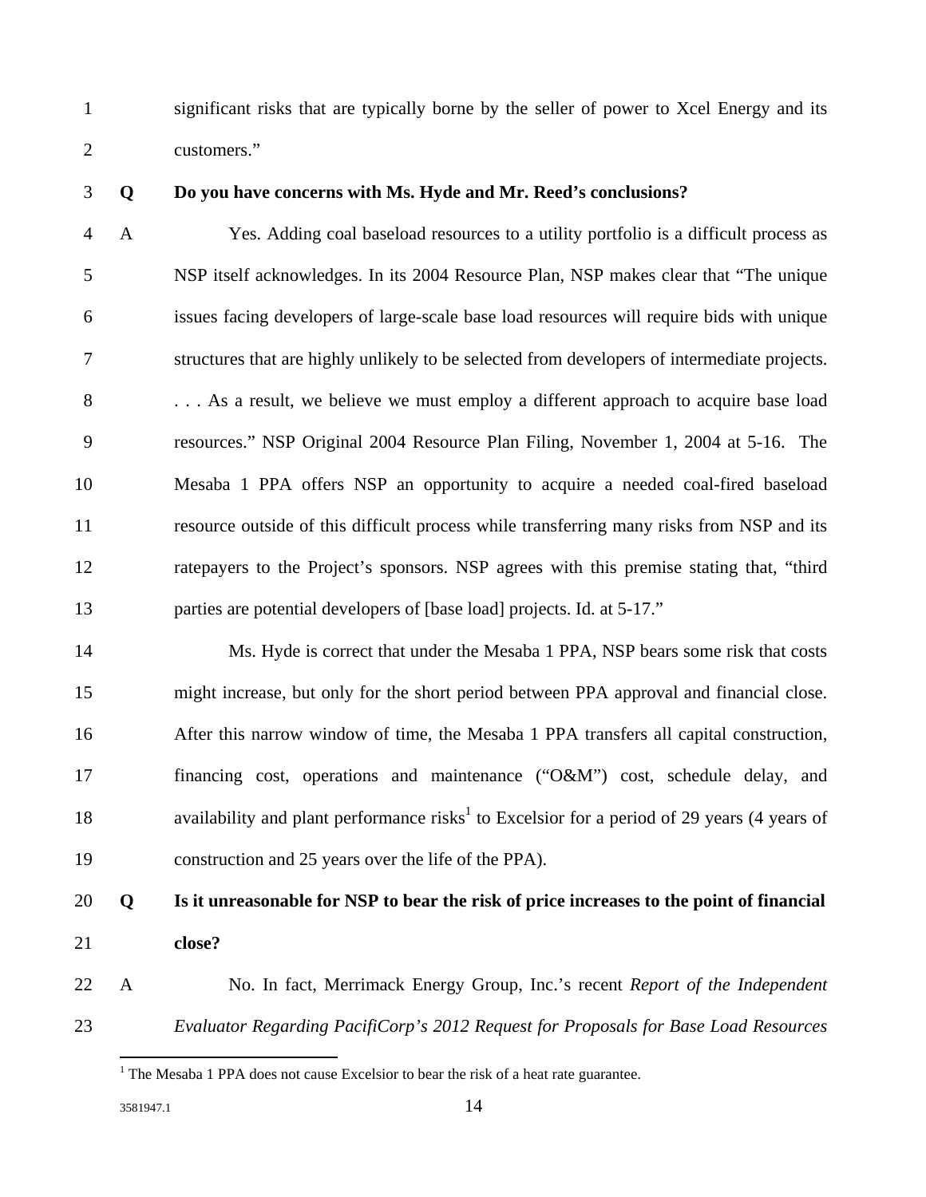significant risks that are typically borne by the seller of power to Xcel Energy and its customers."

**Q Do you have concerns with Ms. Hyde and Mr. Reed's conclusions?**

A Yes. Adding coal baseload resources to a utility portfolio is a difficult process as NSP itself acknowledges. In its 2004 Resource Plan, NSP makes clear that "The unique issues facing developers of large-scale base load resources will require bids with unique structures that are highly unlikely to be selected from developers of intermediate projects. . . . As a result, we believe we must employ a different approach to acquire base load resources." NSP Original 2004 Resource Plan Filing, November 1, 2004 at 5-16. The Mesaba 1 PPA offers NSP an opportunity to acquire a needed coal-fired baseload resource outside of this difficult process while transferring many risks from NSP and its ratepayers to the Project's sponsors. NSP agrees with this premise stating that, "third parties are potential developers of [base load] projects. Id. at 5-17."

Ms. Hyde is correct that under the Mesaba 1 PPA, NSP bears some risk that costs might increase, but only for the short period between PPA approval and financial close. After this narrow window of time, the Mesaba 1 PPA transfers all capital construction, financing cost, operations and maintenance ("O&M") cost, schedule delay, and availability and plant performance risks[1] to Excelsior for a period of 29 years (4 years of construction and 25 years over the life of the PPA).

**Q Is it unreasonable for NSP to bear the risk of price increases to the point of financial close?**

A No. In fact, Merrimack Energy Group, Inc.'s recent *Report of the Independent Evaluator Regarding PacifiCorp's 2012 Request for Proposals for Base Load Resources*

[1] The Mesaba 1 PPA does not cause Excelsior to bear the risk of a heat rate guarantee.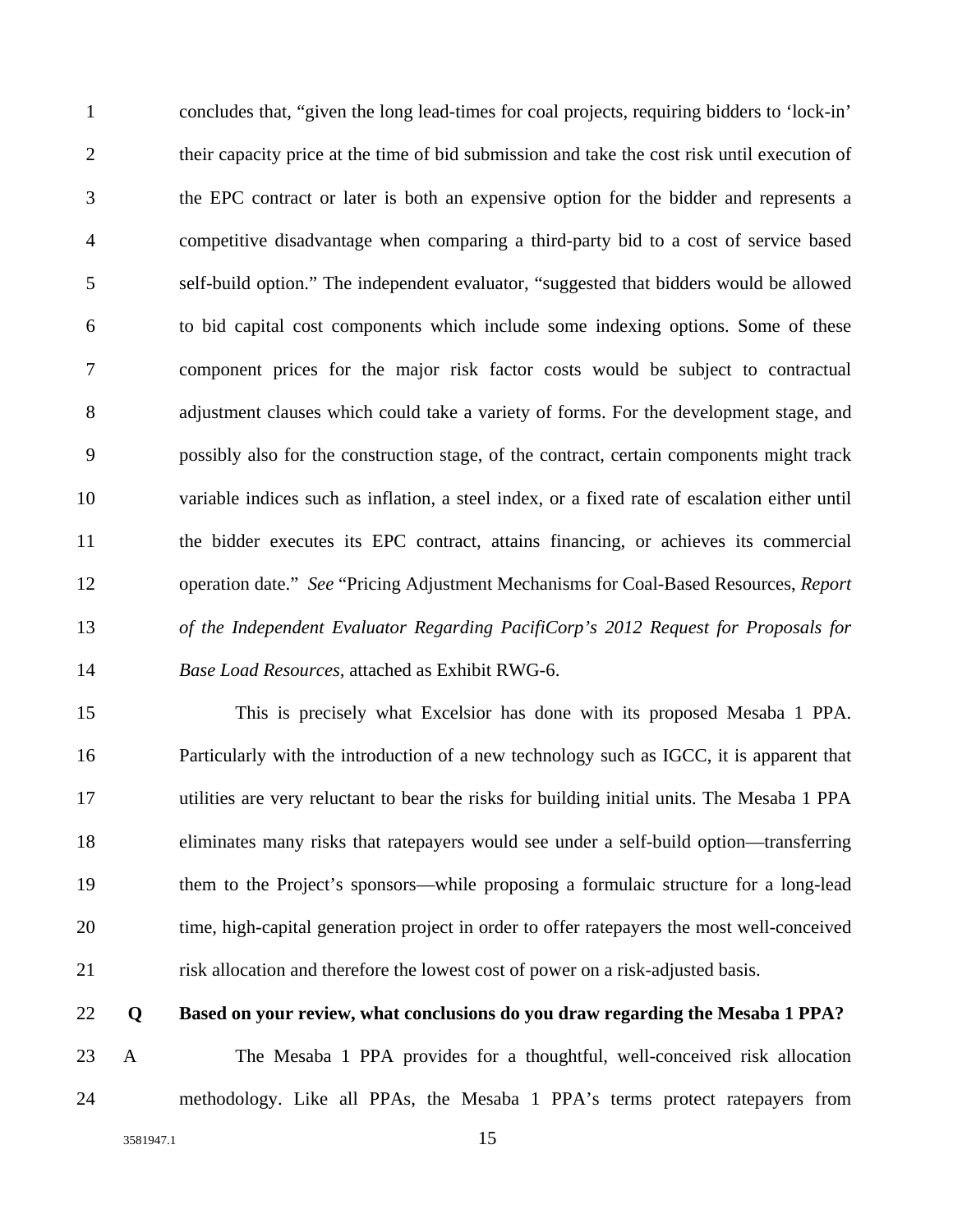concludes that, "given the long lead-times for coal projects, requiring bidders to 'lock-in' their capacity price at the time of bid submission and take the cost risk until execution of the EPC contract or later is both an expensive option for the bidder and represents a competitive disadvantage when comparing a third-party bid to a cost of service based self-build option." The independent evaluator, "suggested that bidders would be allowed to bid capital cost components which include some indexing options. Some of these component prices for the major risk factor costs would be subject to contractual adjustment clauses which could take a variety of forms. For the development stage, and possibly also for the construction stage, of the contract, certain components might track variable indices such as inflation, a steel index, or a fixed rate of escalation either until the bidder executes its EPC contract, attains financing, or achieves its commercial operation date." *See* "Pricing Adjustment Mechanisms for Coal-Based Resources, *Report of the Independent Evaluator Regarding PacifiCorp's 2012 Request for Proposals for Base Load Resources,* attached as Exhibit RWG-6.

This is precisely what Excelsior has done with its proposed Mesaba 1 PPA. Particularly with the introduction of a new technology such as IGCC, it is apparent that utilities are very reluctant to bear the risks for building initial units. The Mesaba 1 PPA eliminates many risks that ratepayers would see under a self-build option—transferring them to the Project's sponsors—while proposing a formulaic structure for a long-lead time, high-capital generation project in order to offer ratepayers the most well-conceived risk allocation and therefore the lowest cost of power on a risk-adjusted basis.

**Q Based on your review, what conclusions do you draw regarding the Mesaba 1 PPA?**

A The Mesaba 1 PPA provides for a thoughtful, well-conceived risk allocation methodology. Like all PPAs, the Mesaba 1 PPA's terms protect ratepayers from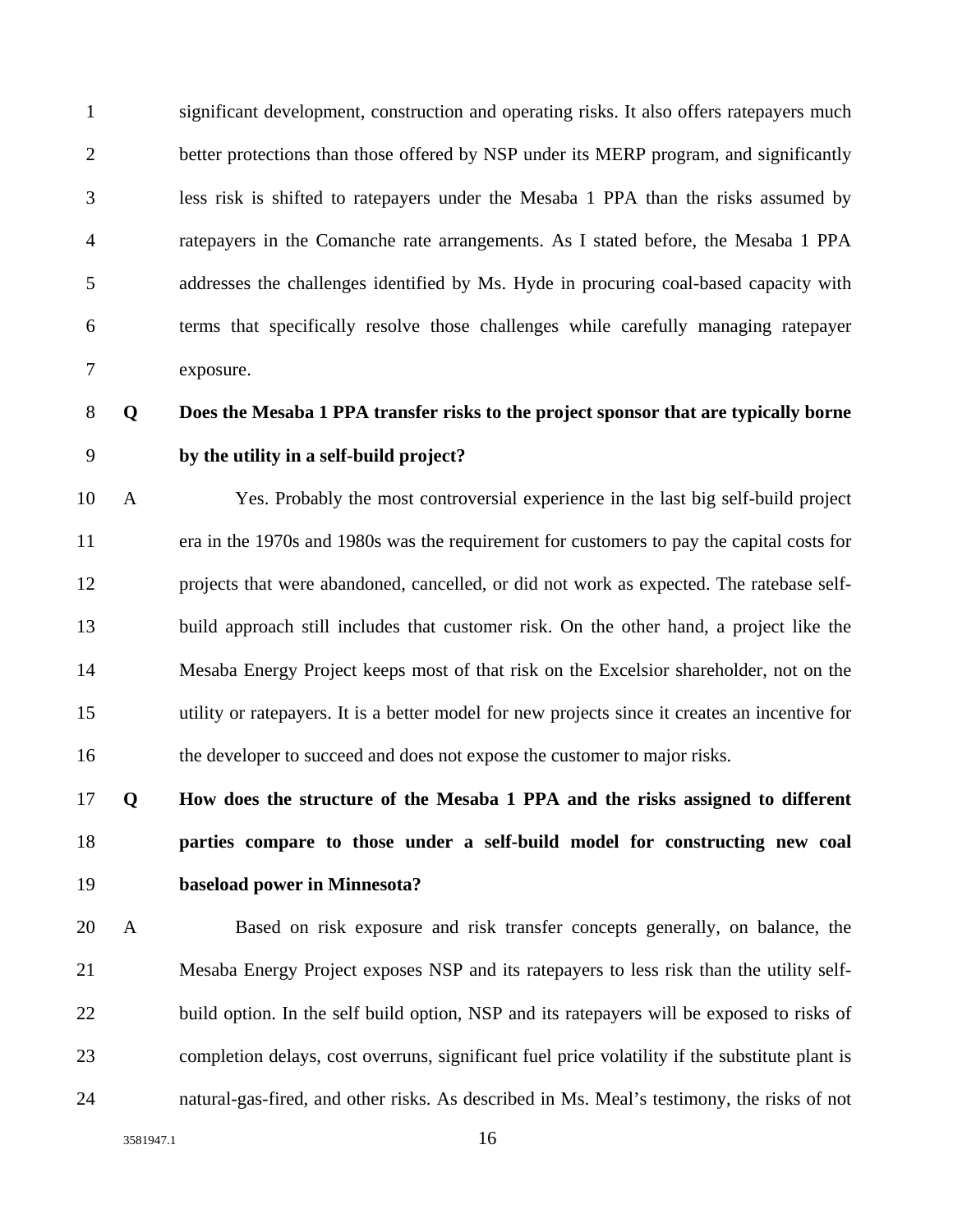significant development, construction and operating risks. It also offers ratepayers much better protections than those offered by NSP under its MERP program, and significantly less risk is shifted to ratepayers under the Mesaba 1 PPA than the risks assumed by ratepayers in the Comanche rate arrangements. As I stated before, the Mesaba 1 PPA addresses the challenges identified by Ms. Hyde in procuring coal-based capacity with terms that specifically resolve those challenges while carefully managing ratepayer exposure.

**Q Does the Mesaba 1 PPA transfer risks to the project sponsor that are typically borne by the utility in a self-build project?**

A Yes. Probably the most controversial experience in the last big self-build project era in the 1970s and 1980s was the requirement for customers to pay the capital costs for projects that were abandoned, cancelled, or did not work as expected. The ratebase self-build approach still includes that customer risk. On the other hand, a project like the Mesaba Energy Project keeps most of that risk on the Excelsior shareholder, not on the utility or ratepayers. It is a better model for new projects since it creates an incentive for the developer to succeed and does not expose the customer to major risks.

**Q How does the structure of the Mesaba 1 PPA and the risks assigned to different parties compare to those under a self-build model for constructing new coal baseload power in Minnesota?**

A Based on risk exposure and risk transfer concepts generally, on balance, the Mesaba Energy Project exposes NSP and its ratepayers to less risk than the utility self-build option. In the self build option, NSP and its ratepayers will be exposed to risks of completion delays, cost overruns, significant fuel price volatility if the substitute plant is natural-gas-fired, and other risks. As described in Ms. Meal's testimony, the risks of not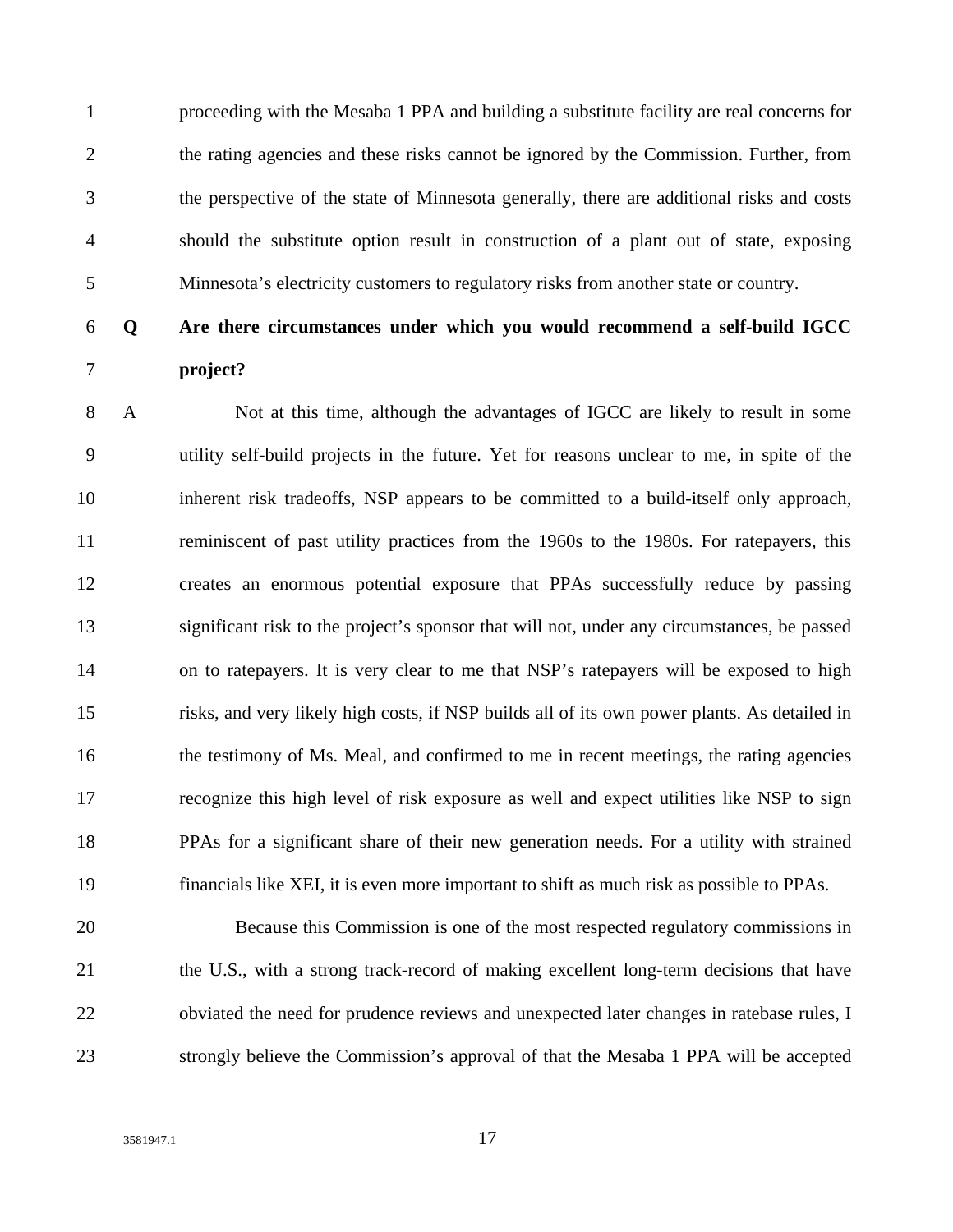proceeding with the Mesaba 1 PPA and building a substitute facility are real concerns for the rating agencies and these risks cannot be ignored by the Commission. Further, from the perspective of the state of Minnesota generally, there are additional risks and costs should the substitute option result in construction of a plant out of state, exposing Minnesota's electricity customers to regulatory risks from another state or country.

**Q Are there circumstances under which you would recommend a self-build IGCC project?**

A Not at this time, although the advantages of IGCC are likely to result in some utility self-build projects in the future. Yet for reasons unclear to me, in spite of the inherent risk tradeoffs, NSP appears to be committed to a build-itself only approach, reminiscent of past utility practices from the 1960s to the 1980s. For ratepayers, this creates an enormous potential exposure that PPAs successfully reduce by passing significant risk to the project's sponsor that will not, under any circumstances, be passed on to ratepayers. It is very clear to me that NSP's ratepayers will be exposed to high risks, and very likely high costs, if NSP builds all of its own power plants. As detailed in the testimony of Ms. Meal, and confirmed to me in recent meetings, the rating agencies recognize this high level of risk exposure as well and expect utilities like NSP to sign PPAs for a significant share of their new generation needs. For a utility with strained financials like XEI, it is even more important to shift as much risk as possible to PPAs.

Because this Commission is one of the most respected regulatory commissions in the U.S., with a strong track-record of making excellent long-term decisions that have obviated the need for prudence reviews and unexpected later changes in ratebase rules, I strongly believe the Commission's approval of that the Mesaba 1 PPA will be accepted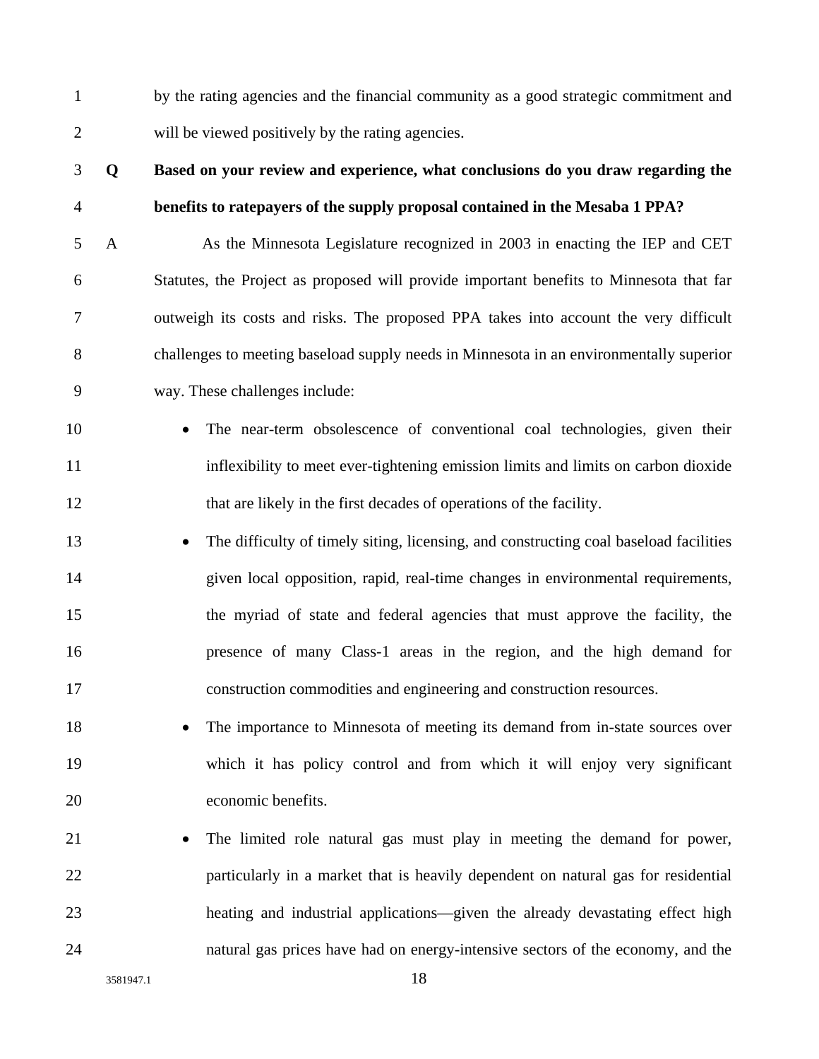by the rating agencies and the financial community as a good strategic commitment and will be viewed positively by the rating agencies.

**Q Based on your review and experience, what conclusions do you draw regarding the benefits to ratepayers of the supply proposal contained in the Mesaba 1 PPA?**

A As the Minnesota Legislature recognized in 2003 in enacting the IEP and CET Statutes, the Project as proposed will provide important benefits to Minnesota that far outweigh its costs and risks. The proposed PPA takes into account the very difficult challenges to meeting baseload supply needs in Minnesota in an environmentally superior way. These challenges include:

- The near-term obsolescence of conventional coal technologies, given their inflexibility to meet ever-tightening emission limits and limits on carbon dioxide that are likely in the first decades of operations of the facility.
- The difficulty of timely siting, licensing, and constructing coal baseload facilities given local opposition, rapid, real-time changes in environmental requirements, the myriad of state and federal agencies that must approve the facility, the presence of many Class-1 areas in the region, and the high demand for construction commodities and engineering and construction resources.
- The importance to Minnesota of meeting its demand from in-state sources over which it has policy control and from which it will enjoy very significant economic benefits.
- The limited role natural gas must play in meeting the demand for power, particularly in a market that is heavily dependent on natural gas for residential heating and industrial applications—given the already devastating effect high natural gas prices have had on energy-intensive sectors of the economy, and the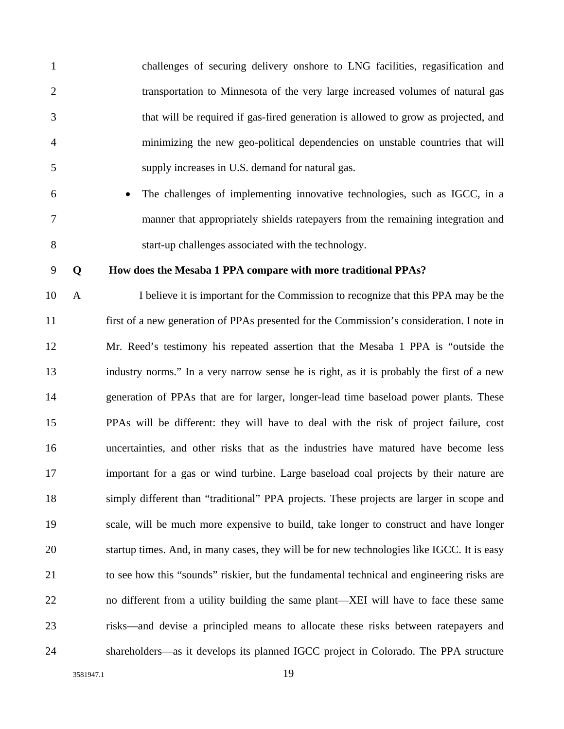challenges of securing delivery onshore to LNG facilities, regasification and transportation to Minnesota of the very large increased volumes of natural gas that will be required if gas-fired generation is allowed to grow as projected, and minimizing the new geo-political dependencies on unstable countries that will supply increases in U.S. demand for natural gas.

- The challenges of implementing innovative technologies, such as IGCC, in a manner that appropriately shields ratepayers from the remaining integration and start-up challenges associated with the technology.

**Q How does the Mesaba 1 PPA compare with more traditional PPAs?**

A I believe it is important for the Commission to recognize that this PPA may be the first of a new generation of PPAs presented for the Commission's consideration. I note in Mr. Reed's testimony his repeated assertion that the Mesaba 1 PPA is "outside the industry norms." In a very narrow sense he is right, as it is probably the first of a new generation of PPAs that are for larger, longer-lead time baseload power plants. These PPAs will be different: they will have to deal with the risk of project failure, cost uncertainties, and other risks that as the industries have matured have become less important for a gas or wind turbine. Large baseload coal projects by their nature are simply different than "traditional" PPA projects. These projects are larger in scope and scale, will be much more expensive to build, take longer to construct and have longer startup times. And, in many cases, they will be for new technologies like IGCC. It is easy to see how this "sounds" riskier, but the fundamental technical and engineering risks are no different from a utility building the same plant—XEI will have to face these same risks—and devise a principled means to allocate these risks between ratepayers and shareholders—as it develops its planned IGCC project in Colorado. The PPA structure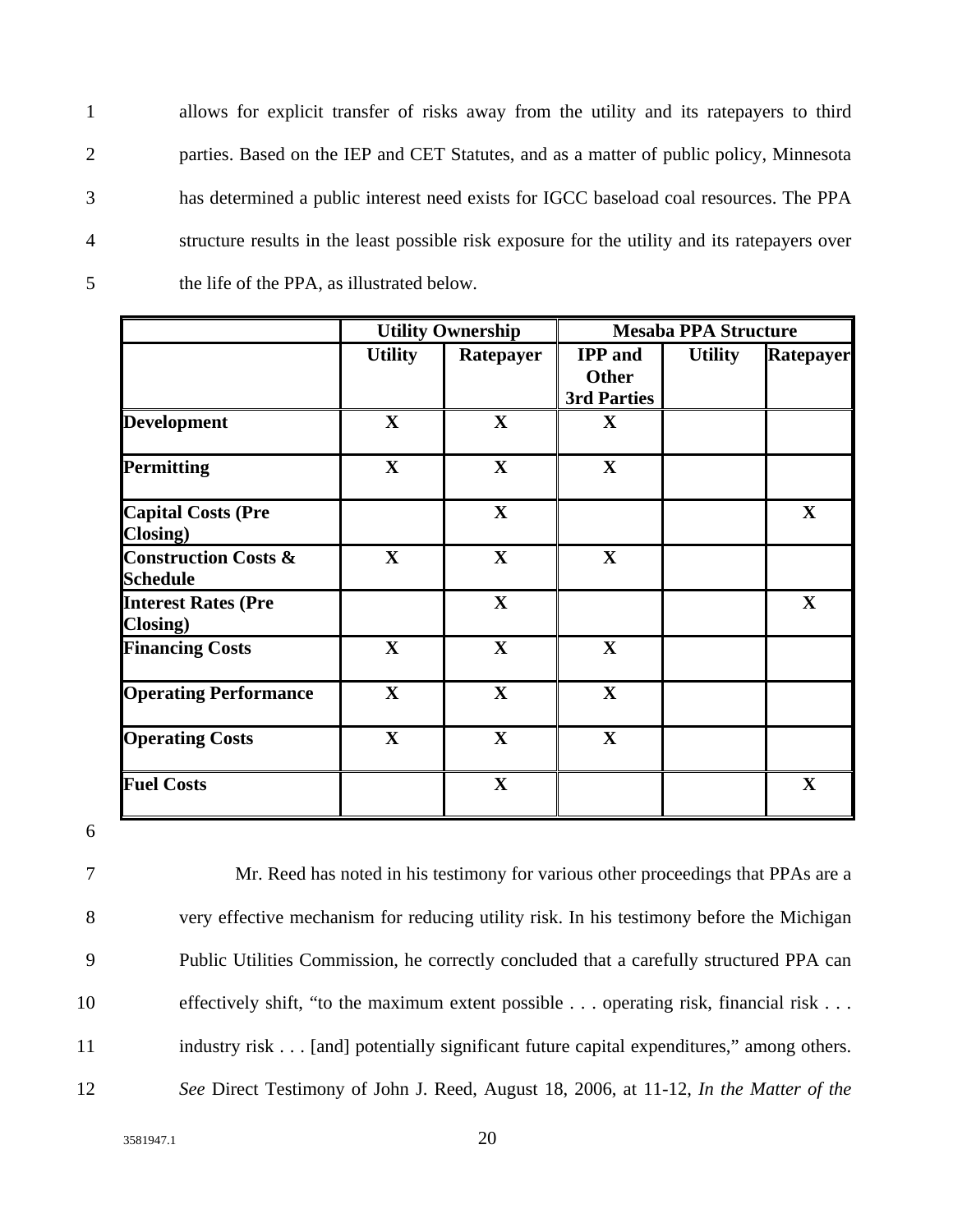allows for explicit transfer of risks away from the utility and its ratepayers to third parties. Based on the IEP and CET Statutes, and as a matter of public policy, Minnesota has determined a public interest need exists for IGCC baseload coal resources. The PPA structure results in the least possible risk exposure for the utility and its ratepayers over the life of the PPA, as illustrated below.

| | **Utility Ownership** | | **Mesaba PPA Structure** | | |
|---|---|---|---|---|---|
| | **Utility** | **Ratepayer** | **IPP and Other 3rd Parties** | **Utility** | **Ratepayer** |
| **Development** | **X** | **X** | **X** | | |
| **Permitting** | **X** | **X** | **X** | | |
| **Capital Costs (Pre Closing)** | | **X** | | | **X** |
| **Construction Costs & Schedule** | **X** | **X** | **X** | | |
| **Interest Rates (Pre Closing)** | | **X** | | | **X** |
| **Financing Costs** | **X** | **X** | **X** | | |
| **Operating Performance** | **X** | **X** | **X** | | |
| **Operating Costs** | **X** | **X** | **X** | | |
| **Fuel Costs** | | **X** | | | **X** |

Mr. Reed has noted in his testimony for various other proceedings that PPAs are a very effective mechanism for reducing utility risk. In his testimony before the Michigan Public Utilities Commission, he correctly concluded that a carefully structured PPA can effectively shift, "to the maximum extent possible . . . operating risk, financial risk . . . industry risk . . . [and] potentially significant future capital expenditures," among others. *See* Direct Testimony of John J. Reed, August 18, 2006, at 11-12, *In the Matter of the*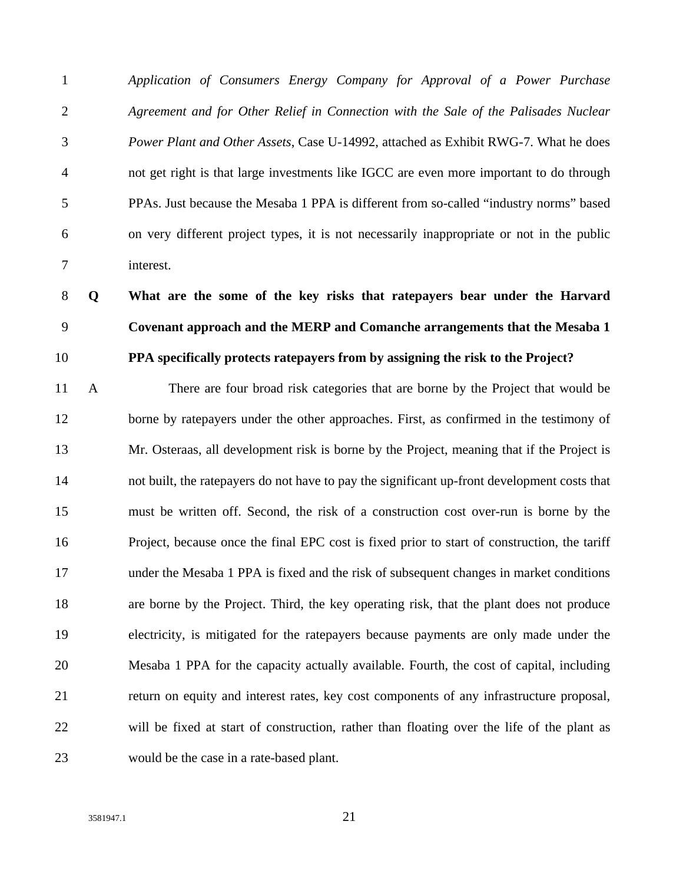*Application of Consumers Energy Company for Approval of a Power Purchase Agreement and for Other Relief in Connection with the Sale of the Palisades Nuclear Power Plant and Other Assets*, Case U-14992, attached as Exhibit RWG-7. What he does not get right is that large investments like IGCC are even more important to do through PPAs. Just because the Mesaba 1 PPA is different from so-called "industry norms" based on very different project types, it is not necessarily inappropriate or not in the public interest.

**Q What are the some of the key risks that ratepayers bear under the Harvard Covenant approach and the MERP and Comanche arrangements that the Mesaba 1 PPA specifically protects ratepayers from by assigning the risk to the Project?**

A There are four broad risk categories that are borne by the Project that would be borne by ratepayers under the other approaches. First, as confirmed in the testimony of Mr. Osteraas, all development risk is borne by the Project, meaning that if the Project is not built, the ratepayers do not have to pay the significant up-front development costs that must be written off. Second, the risk of a construction cost over-run is borne by the Project, because once the final EPC cost is fixed prior to start of construction, the tariff under the Mesaba 1 PPA is fixed and the risk of subsequent changes in market conditions are borne by the Project. Third, the key operating risk, that the plant does not produce electricity, is mitigated for the ratepayers because payments are only made under the Mesaba 1 PPA for the capacity actually available. Fourth, the cost of capital, including return on equity and interest rates, key cost components of any infrastructure proposal, will be fixed at start of construction, rather than floating over the life of the plant as would be the case in a rate-based plant.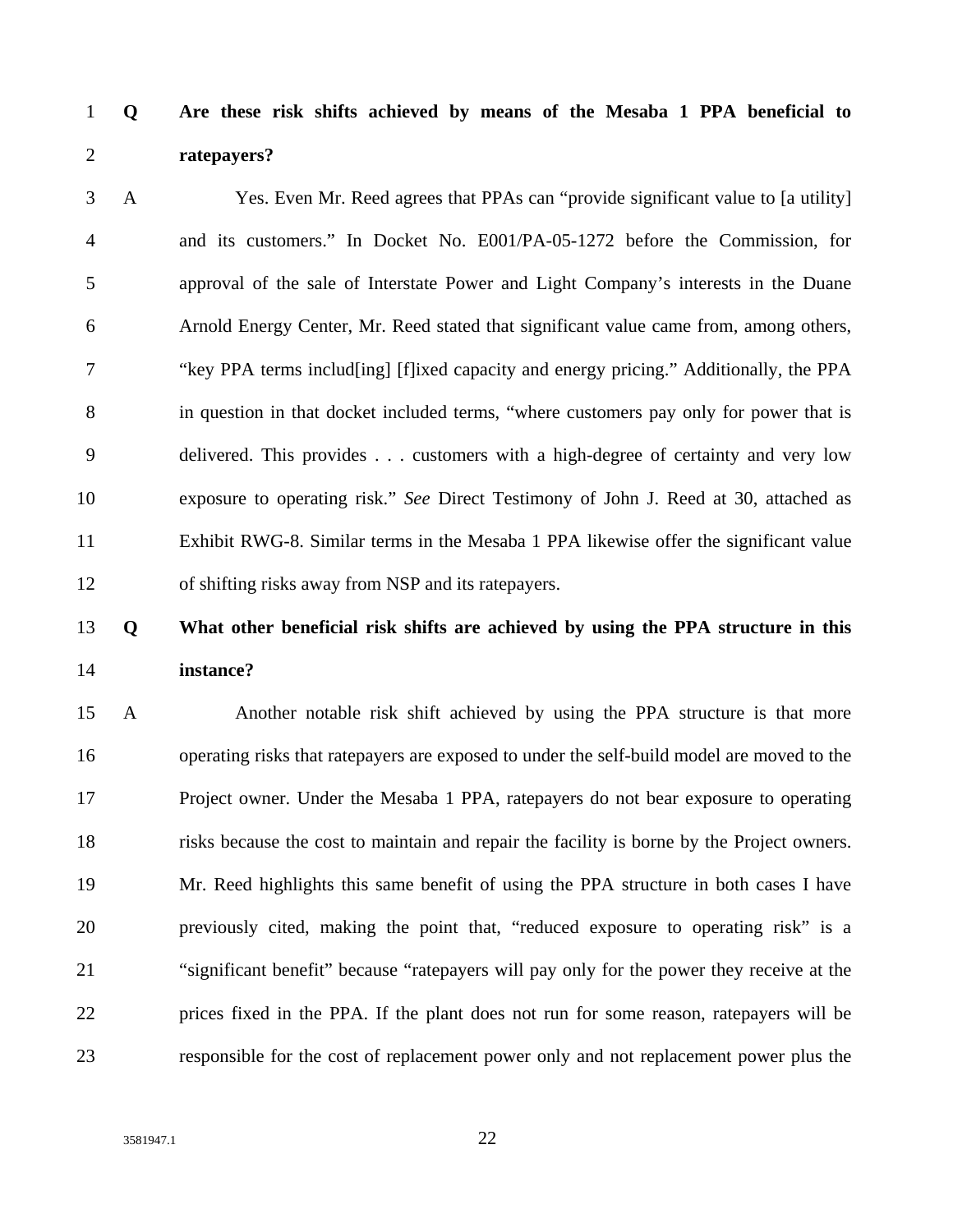**Q Are these risk shifts achieved by means of the Mesaba 1 PPA beneficial to ratepayers?**

A Yes. Even Mr. Reed agrees that PPAs can "provide significant value to [a utility] and its customers." In Docket No. E001/PA-05-1272 before the Commission, for approval of the sale of Interstate Power and Light Company's interests in the Duane Arnold Energy Center, Mr. Reed stated that significant value came from, among others, "key PPA terms includ[ing] [f]ixed capacity and energy pricing." Additionally, the PPA in question in that docket included terms, "where customers pay only for power that is delivered. This provides . . . customers with a high-degree of certainty and very low exposure to operating risk." *See* Direct Testimony of John J. Reed at 30, attached as Exhibit RWG-8. Similar terms in the Mesaba 1 PPA likewise offer the significant value of shifting risks away from NSP and its ratepayers.

**Q What other beneficial risk shifts are achieved by using the PPA structure in this instance?**

A Another notable risk shift achieved by using the PPA structure is that more operating risks that ratepayers are exposed to under the self-build model are moved to the Project owner. Under the Mesaba 1 PPA, ratepayers do not bear exposure to operating risks because the cost to maintain and repair the facility is borne by the Project owners. Mr. Reed highlights this same benefit of using the PPA structure in both cases I have previously cited, making the point that, "reduced exposure to operating risk" is a "significant benefit" because "ratepayers will pay only for the power they receive at the prices fixed in the PPA. If the plant does not run for some reason, ratepayers will be responsible for the cost of replacement power only and not replacement power plus the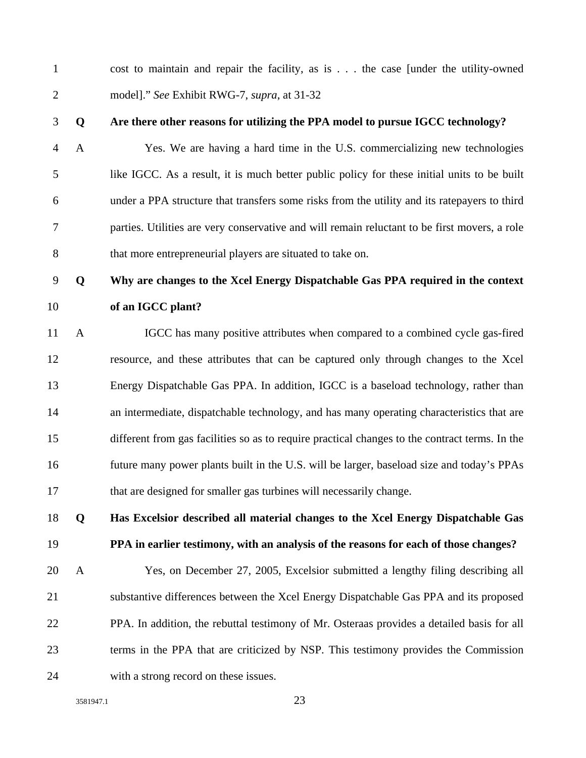cost to maintain and repair the facility, as is . . . the case [under the utility-owned model].” *See* Exhibit RWG-7, *supra*, at 31-32

**Q Are there other reasons for utilizing the PPA model to pursue IGCC technology?**

A Yes. We are having a hard time in the U.S. commercializing new technologies like IGCC. As a result, it is much better public policy for these initial units to be built under a PPA structure that transfers some risks from the utility and its ratepayers to third parties. Utilities are very conservative and will remain reluctant to be first movers, a role that more entrepreneurial players are situated to take on.

**Q Why are changes to the Xcel Energy Dispatchable Gas PPA required in the context of an IGCC plant?**

A IGCC has many positive attributes when compared to a combined cycle gas-fired resource, and these attributes that can be captured only through changes to the Xcel Energy Dispatchable Gas PPA. In addition, IGCC is a baseload technology, rather than an intermediate, dispatchable technology, and has many operating characteristics that are different from gas facilities so as to require practical changes to the contract terms. In the future many power plants built in the U.S. will be larger, baseload size and today’s PPAs that are designed for smaller gas turbines will necessarily change.

**Q Has Excelsior described all material changes to the Xcel Energy Dispatchable Gas PPA in earlier testimony, with an analysis of the reasons for each of those changes?**

A Yes, on December 27, 2005, Excelsior submitted a lengthy filing describing all substantive differences between the Xcel Energy Dispatchable Gas PPA and its proposed PPA. In addition, the rebuttal testimony of Mr. Osteraas provides a detailed basis for all terms in the PPA that are criticized by NSP. This testimony provides the Commission with a strong record on these issues.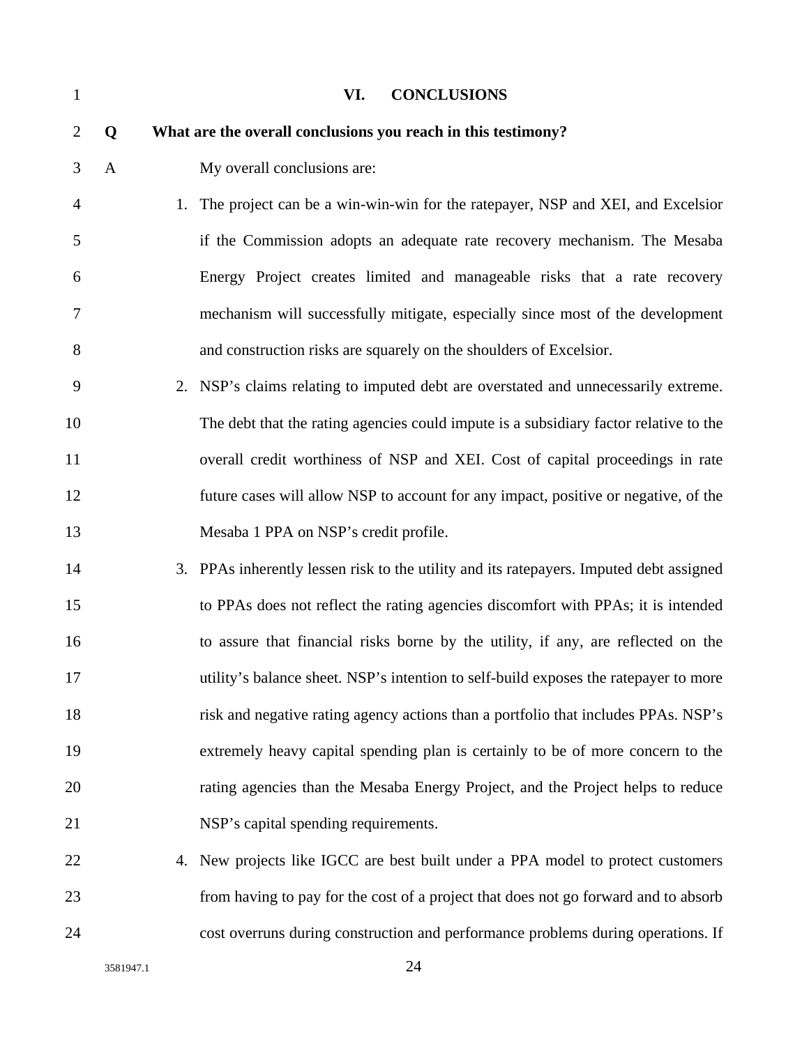## VI. CONCLUSIONS

**Q What are the overall conclusions you reach in this testimony?**

A My overall conclusions are:

1. The project can be a win-win-win for the ratepayer, NSP and XEI, and Excelsior if the Commission adopts an adequate rate recovery mechanism. The Mesaba Energy Project creates limited and manageable risks that a rate recovery mechanism will successfully mitigate, especially since most of the development and construction risks are squarely on the shoulders of Excelsior.
2. NSP's claims relating to imputed debt are overstated and unnecessarily extreme. The debt that the rating agencies could impute is a subsidiary factor relative to the overall credit worthiness of NSP and XEI. Cost of capital proceedings in rate future cases will allow NSP to account for any impact, positive or negative, of the Mesaba 1 PPA on NSP's credit profile.
3. PPAs inherently lessen risk to the utility and its ratepayers. Imputed debt assigned to PPAs does not reflect the rating agencies discomfort with PPAs; it is intended to assure that financial risks borne by the utility, if any, are reflected on the utility's balance sheet. NSP's intention to self-build exposes the ratepayer to more risk and negative rating agency actions than a portfolio that includes PPAs. NSP's extremely heavy capital spending plan is certainly to be of more concern to the rating agencies than the Mesaba Energy Project, and the Project helps to reduce NSP's capital spending requirements.
4. New projects like IGCC are best built under a PPA model to protect customers from having to pay for the cost of a project that does not go forward and to absorb cost overruns during construction and performance problems during operations. If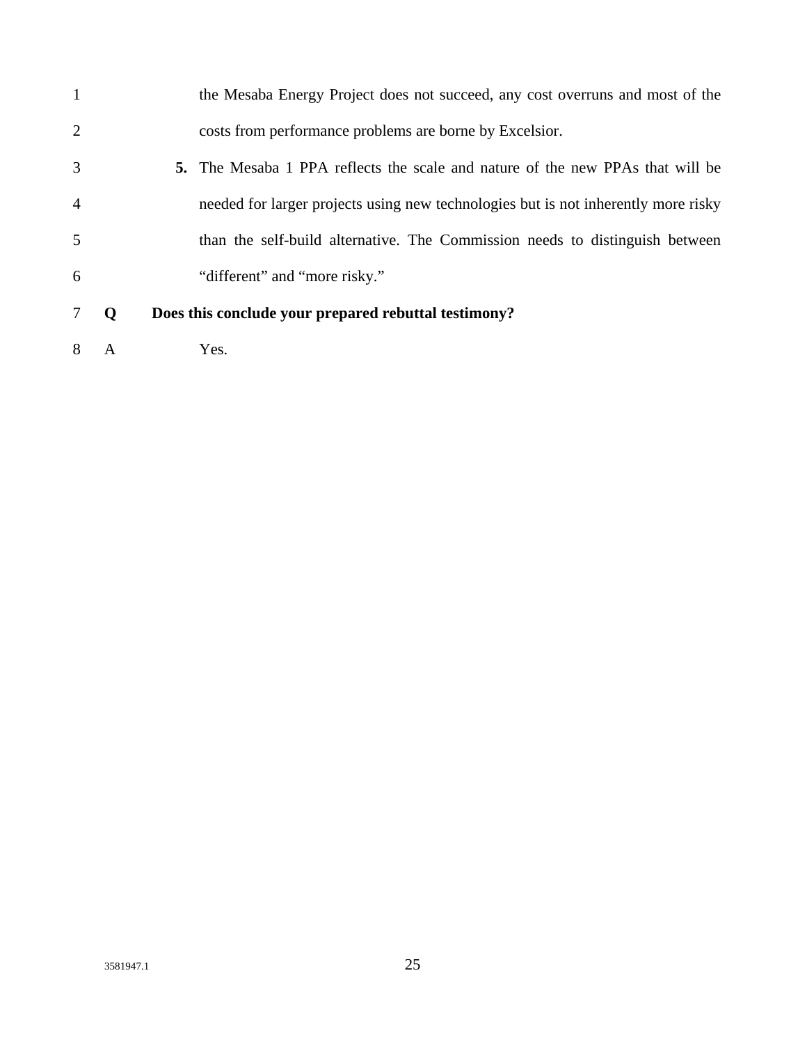the Mesaba Energy Project does not succeed, any cost overruns and most of the costs from performance problems are borne by Excelsior.

**5.** The Mesaba 1 PPA reflects the scale and nature of the new PPAs that will be needed for larger projects using new technologies but is not inherently more risky than the self-build alternative. The Commission needs to distinguish between "different" and "more risky."

**Q Does this conclude your prepared rebuttal testimony?**

A Yes.

3581947.1